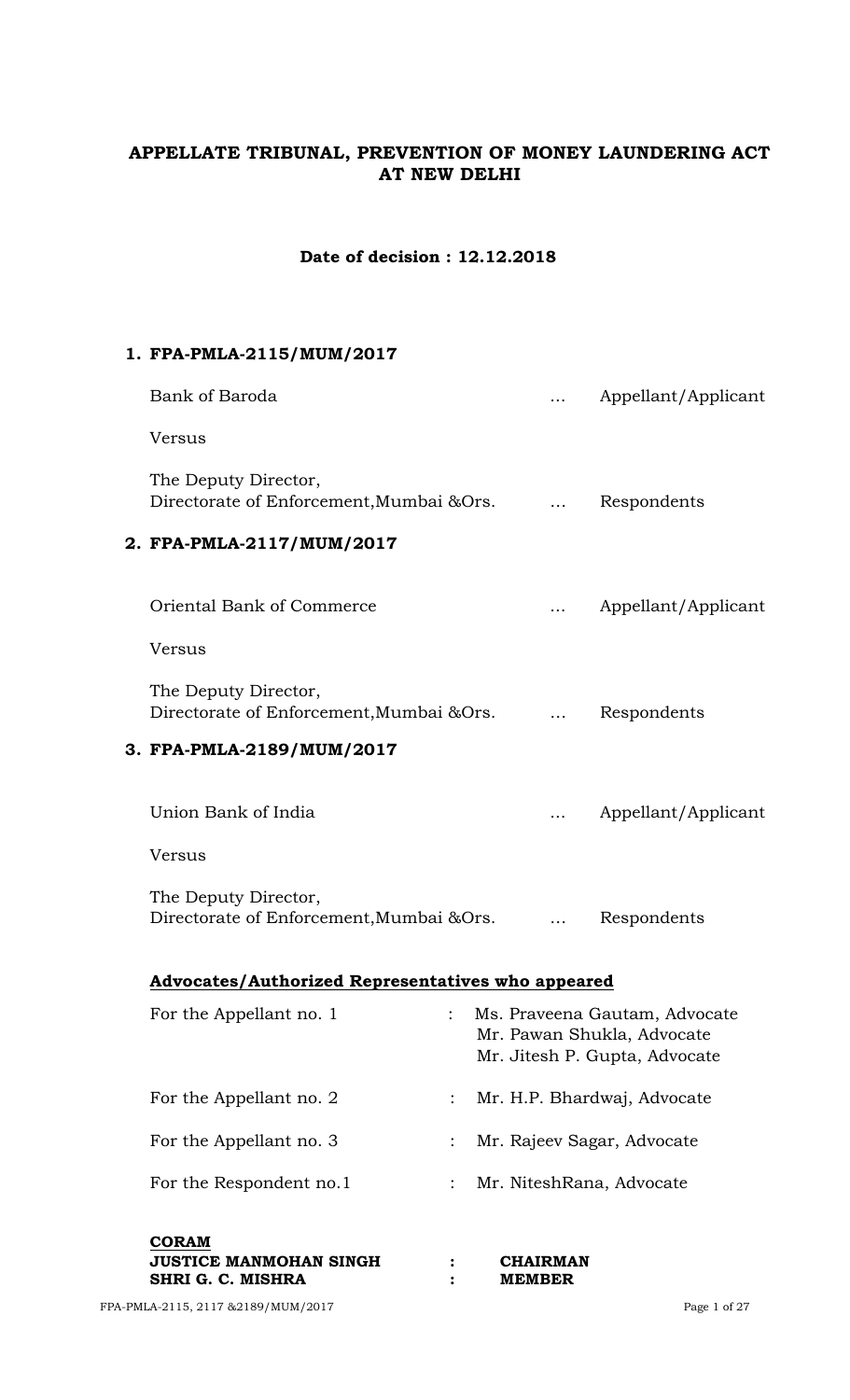## APPELLATE TRIBUNAL, PREVENTION OF MONEY LAUNDERING ACT AT NEW DELHI

**Date of decision : 12.12.2018**

**1. FPA-PMLA-2115/MUM/2017**

Bank of Baroda … Appellant/Applicant

Versus

The Deputy Director,
Directorate of Enforcement,Mumbai &Ors. … Respondents

**2. FPA-PMLA-2117/MUM/2017**

Oriental Bank of Commerce … Appellant/Applicant

Versus

The Deputy Director,
Directorate of Enforcement,Mumbai &Ors. … Respondents

**3. FPA-PMLA-2189/MUM/2017**

Union Bank of India … Appellant/Applicant

Versus

The Deputy Director,
Directorate of Enforcement,Mumbai &Ors. … Respondents

**Advocates/Authorized Representatives who appeared**

| | | |
|---|---|---|
| For the Appellant no. 1 | : | Ms. Praveena Gautam, Advocate<br>Mr. Pawan Shukla, Advocate<br>Mr. Jitesh P. Gupta, Advocate |
| For the Appellant no. 2 | : | Mr. H.P. Bhardwaj, Advocate |
| For the Appellant no. 3 | : | Mr. Rajeev Sagar, Advocate |
| For the Respondent no.1 | : | Mr. NiteshRana, Advocate |

**CORAM**

**JUSTICE MANMOHAN SINGH : CHAIRMAN**

**SHRI G. C. MISHRA : MEMBER**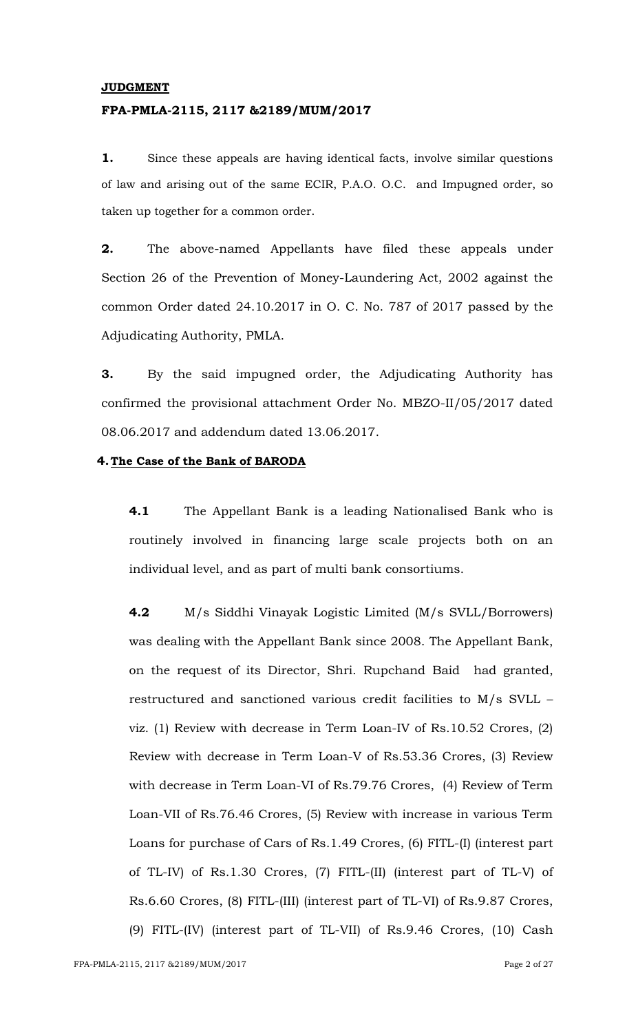**JUDGMENT**

**FPA-PMLA-2115, 2117 &2189/MUM/2017**

**1.** Since these appeals are having identical facts, involve similar questions of law and arising out of the same ECIR, P.A.O. O.C. and Impugned order, so taken up together for a common order.

**2.** The above-named Appellants have filed these appeals under Section 26 of the Prevention of Money-Laundering Act, 2002 against the common Order dated 24.10.2017 in O. C. No. 787 of 2017 passed by the Adjudicating Authority, PMLA.

**3.** By the said impugned order, the Adjudicating Authority has confirmed the provisional attachment Order No. MBZO-II/05/2017 dated 08.06.2017 and addendum dated 13.06.2017.

**4. The Case of the Bank of BARODA**

**4.1** The Appellant Bank is a leading Nationalised Bank who is routinely involved in financing large scale projects both on an individual level, and as part of multi bank consortiums.

**4.2** M/s Siddhi Vinayak Logistic Limited (M/s SVLL/Borrowers) was dealing with the Appellant Bank since 2008. The Appellant Bank, on the request of its Director, Shri. Rupchand Baid had granted, restructured and sanctioned various credit facilities to M/s SVLL – viz. (1) Review with decrease in Term Loan-IV of Rs.10.52 Crores, (2) Review with decrease in Term Loan-V of Rs.53.36 Crores, (3) Review with decrease in Term Loan-VI of Rs.79.76 Crores, (4) Review of Term Loan-VII of Rs.76.46 Crores, (5) Review with increase in various Term Loans for purchase of Cars of Rs.1.49 Crores, (6) FITL-(I) (interest part of TL-IV) of Rs.1.30 Crores, (7) FITL-(II) (interest part of TL-V) of Rs.6.60 Crores, (8) FITL-(III) (interest part of TL-VI) of Rs.9.87 Crores, (9) FITL-(IV) (interest part of TL-VII) of Rs.9.46 Crores, (10) Cash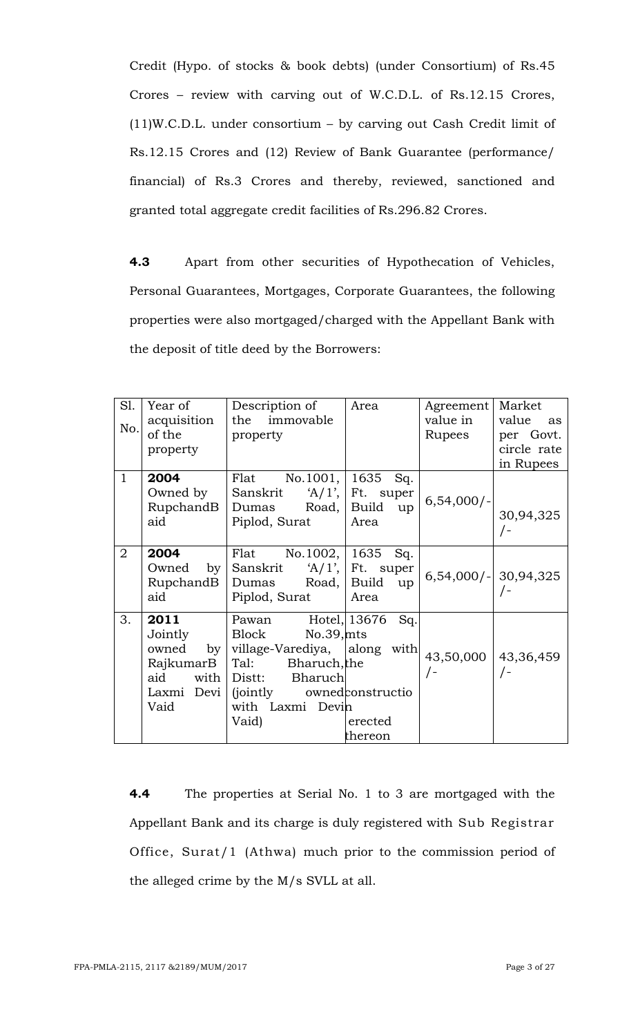Credit (Hypo. of stocks & book debts) (under Consortium) of Rs.45 Crores – review with carving out of W.C.D.L. of Rs.12.15 Crores, (11)W.C.D.L. under consortium – by carving out Cash Credit limit of Rs.12.15 Crores and (12) Review of Bank Guarantee (performance/ financial) of Rs.3 Crores and thereby, reviewed, sanctioned and granted total aggregate credit facilities of Rs.296.82 Crores.

**4.3** Apart from other securities of Hypothecation of Vehicles, Personal Guarantees, Mortgages, Corporate Guarantees, the following properties were also mortgaged/charged with the Appellant Bank with the deposit of title deed by the Borrowers:

| Sl. No. | Year of acquisition of the property | Description of the immovable property | Area | Agreement value in Rupees | Market value as per Govt. circle rate in Rupees |
|---|---|---|---|---|---|
| 1 | **2004** Owned by RupchandBaid | Flat No.1001, Sanskrit 'A/1', Dumas Road, Piplod, Surat | 1635 Sq. Ft. super Build up Area | 6,54,000/- | 30,94,325 /- |
| 2 | **2004** Owned by RupchandBaid | Flat No.1002, Sanskrit 'A/1', Dumas Road, Piplod, Surat | 1635 Sq. Ft. super Build up Area | 6,54,000/- | 30,94,325 /- |
| 3. | **2011** Jointly owned by RajkumarBaid with Laxmi Devi Vaid | Pawan Hotel, Block No.39, village-Varediya, Tal: Bharuch, Distt: Bharuch (jointly owned with Laxmi Devi Vaid) | 13676 Sq. mts along with the construction erected thereon | 43,50,000 /- | 43,36,459 /- |

**4.4** The properties at Serial No. 1 to 3 are mortgaged with the Appellant Bank and its charge is duly registered with Sub Registrar Office, Surat/1 (Athwa) much prior to the commission period of the alleged crime by the M/s SVLL at all.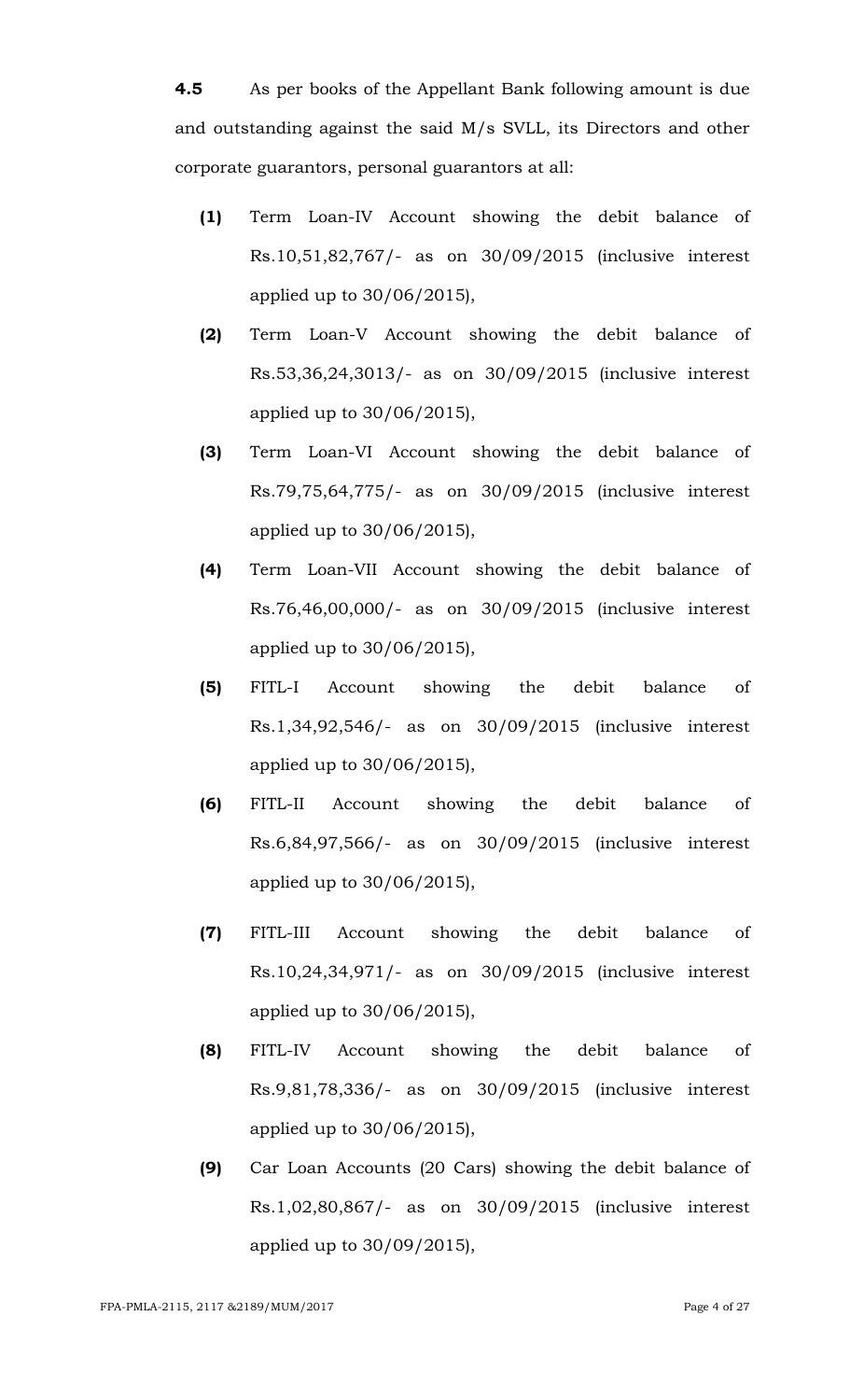**4.5** As per books of the Appellant Bank following amount is due and outstanding against the said M/s SVLL, its Directors and other corporate guarantors, personal guarantors at all:

**(1)** Term Loan-IV Account showing the debit balance of Rs.10,51,82,767/- as on 30/09/2015 (inclusive interest applied up to 30/06/2015),

**(2)** Term Loan-V Account showing the debit balance of Rs.53,36,24,3013/- as on 30/09/2015 (inclusive interest applied up to 30/06/2015),

**(3)** Term Loan-VI Account showing the debit balance of Rs.79,75,64,775/- as on 30/09/2015 (inclusive interest applied up to 30/06/2015),

**(4)** Term Loan-VII Account showing the debit balance of Rs.76,46,00,000/- as on 30/09/2015 (inclusive interest applied up to 30/06/2015),

**(5)** FITL-I Account showing the debit balance of Rs.1,34,92,546/- as on 30/09/2015 (inclusive interest applied up to 30/06/2015),

**(6)** FITL-II Account showing the debit balance of Rs.6,84,97,566/- as on 30/09/2015 (inclusive interest applied up to 30/06/2015),

**(7)** FITL-III Account showing the debit balance of Rs.10,24,34,971/- as on 30/09/2015 (inclusive interest applied up to 30/06/2015),

**(8)** FITL-IV Account showing the debit balance of Rs.9,81,78,336/- as on 30/09/2015 (inclusive interest applied up to 30/06/2015),

**(9)** Car Loan Accounts (20 Cars) showing the debit balance of Rs.1,02,80,867/- as on 30/09/2015 (inclusive interest applied up to 30/09/2015),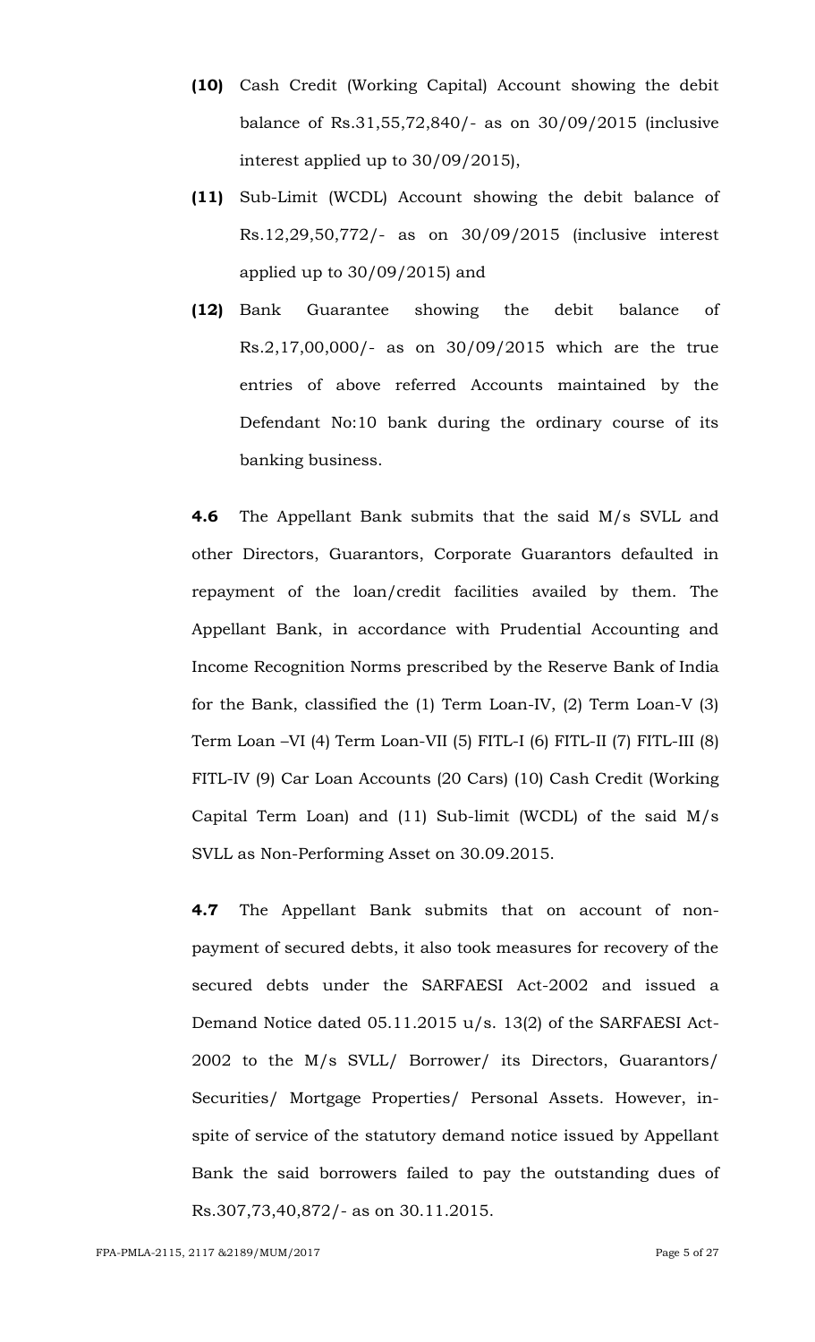**(10)** Cash Credit (Working Capital) Account showing the debit balance of Rs.31,55,72,840/- as on 30/09/2015 (inclusive interest applied up to 30/09/2015),

**(11)** Sub-Limit (WCDL) Account showing the debit balance of Rs.12,29,50,772/- as on 30/09/2015 (inclusive interest applied up to 30/09/2015) and

**(12)** Bank Guarantee showing the debit balance of Rs.2,17,00,000/- as on 30/09/2015 which are the true entries of above referred Accounts maintained by the Defendant No:10 bank during the ordinary course of its banking business.

**4.6** The Appellant Bank submits that the said M/s SVLL and other Directors, Guarantors, Corporate Guarantors defaulted in repayment of the loan/credit facilities availed by them. The Appellant Bank, in accordance with Prudential Accounting and Income Recognition Norms prescribed by the Reserve Bank of India for the Bank, classified the (1) Term Loan-IV, (2) Term Loan-V (3) Term Loan –VI (4) Term Loan-VII (5) FITL-I (6) FITL-II (7) FITL-III (8) FITL-IV (9) Car Loan Accounts (20 Cars) (10) Cash Credit (Working Capital Term Loan) and (11) Sub-limit (WCDL) of the said M/s SVLL as Non-Performing Asset on 30.09.2015.

**4.7** The Appellant Bank submits that on account of non-payment of secured debts, it also took measures for recovery of the secured debts under the SARFAESI Act-2002 and issued a Demand Notice dated 05.11.2015 u/s. 13(2) of the SARFAESI Act-2002 to the M/s SVLL/ Borrower/ its Directors, Guarantors/ Securities/ Mortgage Properties/ Personal Assets. However, in-spite of service of the statutory demand notice issued by Appellant Bank the said borrowers failed to pay the outstanding dues of Rs.307,73,40,872/- as on 30.11.2015.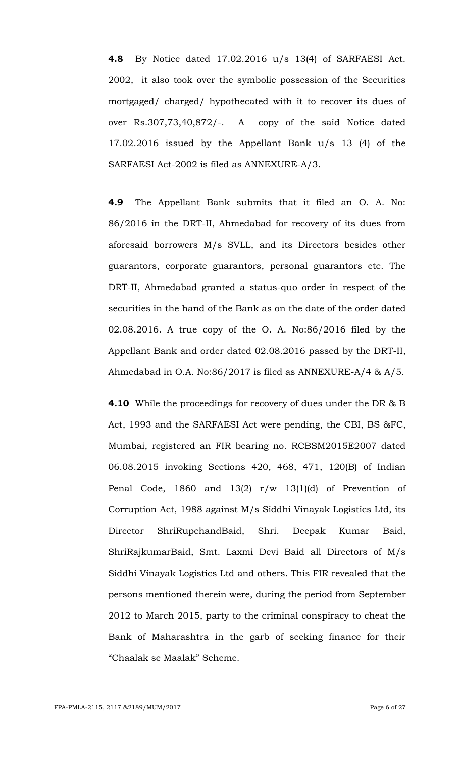**4.8** By Notice dated 17.02.2016 u/s 13(4) of SARFAESI Act. 2002, it also took over the symbolic possession of the Securities mortgaged/ charged/ hypothecated with it to recover its dues of over Rs.307,73,40,872/-. A copy of the said Notice dated 17.02.2016 issued by the Appellant Bank u/s 13 (4) of the SARFAESI Act-2002 is filed as ANNEXURE-A/3.

**4.9** The Appellant Bank submits that it filed an O. A. No: 86/2016 in the DRT-II, Ahmedabad for recovery of its dues from aforesaid borrowers M/s SVLL, and its Directors besides other guarantors, corporate guarantors, personal guarantors etc. The DRT-II, Ahmedabad granted a status-quo order in respect of the securities in the hand of the Bank as on the date of the order dated 02.08.2016. A true copy of the O. A. No:86/2016 filed by the Appellant Bank and order dated 02.08.2016 passed by the DRT-II, Ahmedabad in O.A. No:86/2017 is filed as ANNEXURE-A/4 & A/5.

**4.10** While the proceedings for recovery of dues under the DR & B Act, 1993 and the SARFAESI Act were pending, the CBI, BS &FC, Mumbai, registered an FIR bearing no. RCBSM2015E2007 dated 06.08.2015 invoking Sections 420, 468, 471, 120(B) of Indian Penal Code, 1860 and 13(2) r/w 13(1)(d) of Prevention of Corruption Act, 1988 against M/s Siddhi Vinayak Logistics Ltd, its Director ShriRupchandBaid, Shri. Deepak Kumar Baid, ShriRajkumarBaid, Smt. Laxmi Devi Baid all Directors of M/s Siddhi Vinayak Logistics Ltd and others. This FIR revealed that the persons mentioned therein were, during the period from September 2012 to March 2015, party to the criminal conspiracy to cheat the Bank of Maharashtra in the garb of seeking finance for their "Chaalak se Maalak" Scheme.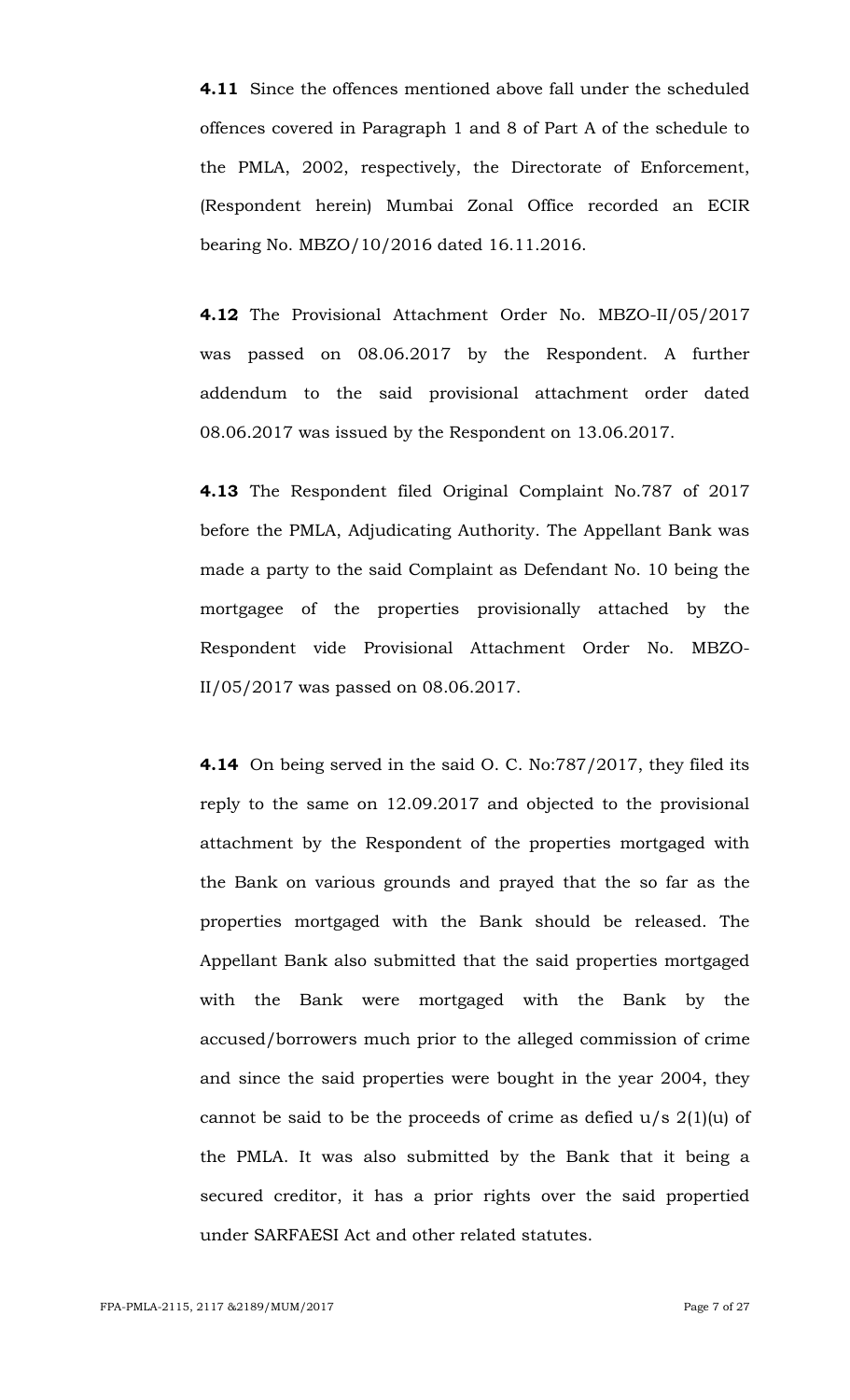**4.11** Since the offences mentioned above fall under the scheduled offences covered in Paragraph 1 and 8 of Part A of the schedule to the PMLA, 2002, respectively, the Directorate of Enforcement, (Respondent herein) Mumbai Zonal Office recorded an ECIR bearing No. MBZO/10/2016 dated 16.11.2016.

**4.12** The Provisional Attachment Order No. MBZO-II/05/2017 was passed on 08.06.2017 by the Respondent. A further addendum to the said provisional attachment order dated 08.06.2017 was issued by the Respondent on 13.06.2017.

**4.13** The Respondent filed Original Complaint No.787 of 2017 before the PMLA, Adjudicating Authority. The Appellant Bank was made a party to the said Complaint as Defendant No. 10 being the mortgagee of the properties provisionally attached by the Respondent vide Provisional Attachment Order No. MBZO-II/05/2017 was passed on 08.06.2017.

**4.14** On being served in the said O. C. No:787/2017, they filed its reply to the same on 12.09.2017 and objected to the provisional attachment by the Respondent of the properties mortgaged with the Bank on various grounds and prayed that the so far as the properties mortgaged with the Bank should be released. The Appellant Bank also submitted that the said properties mortgaged with the Bank were mortgaged with the Bank by the accused/borrowers much prior to the alleged commission of crime and since the said properties were bought in the year 2004, they cannot be said to be the proceeds of crime as defied u/s 2(1)(u) of the PMLA. It was also submitted by the Bank that it being a secured creditor, it has a prior rights over the said propertied under SARFAESI Act and other related statutes.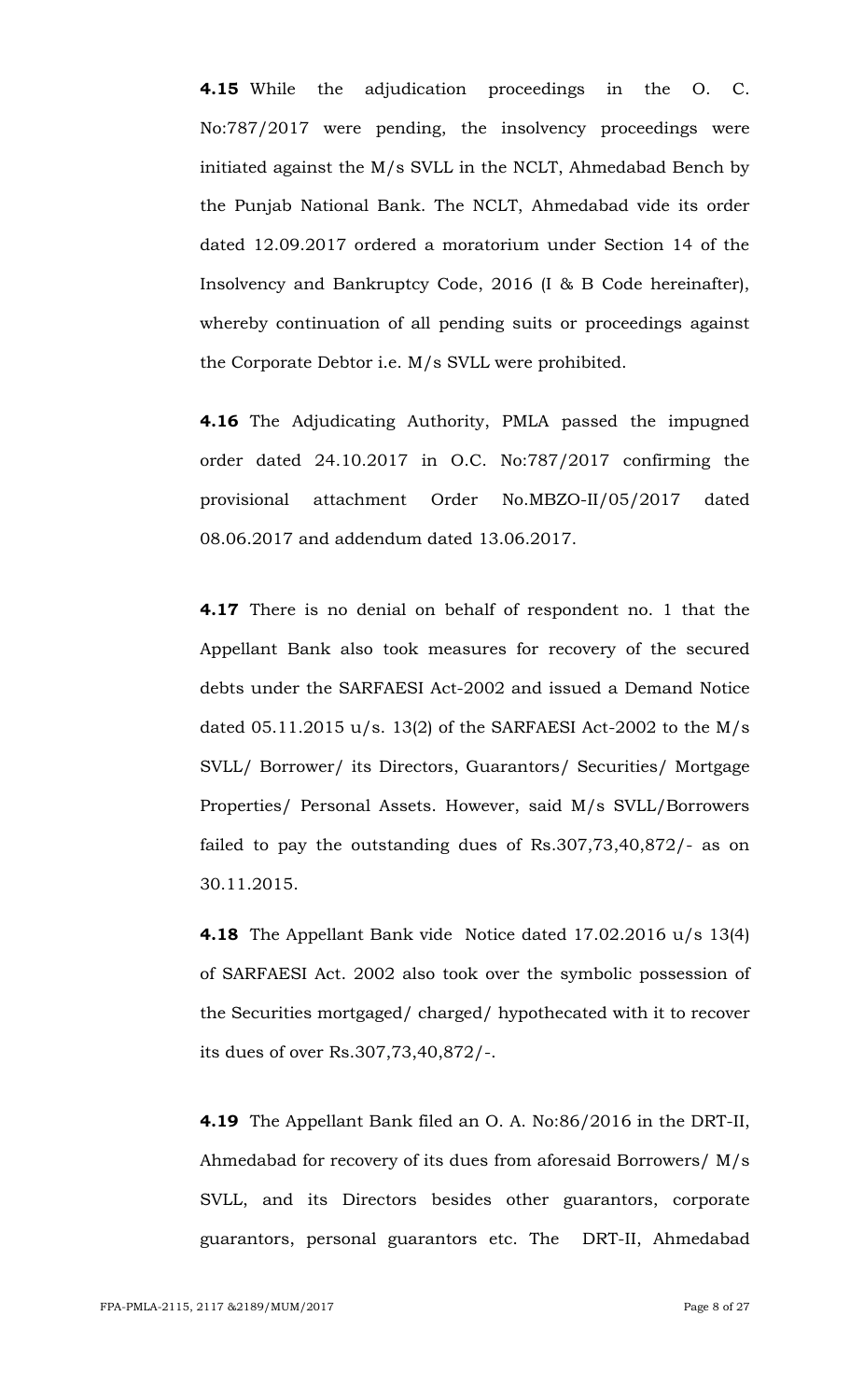**4.15** While the adjudication proceedings in the O. C. No:787/2017 were pending, the insolvency proceedings were initiated against the M/s SVLL in the NCLT, Ahmedabad Bench by the Punjab National Bank. The NCLT, Ahmedabad vide its order dated 12.09.2017 ordered a moratorium under Section 14 of the Insolvency and Bankruptcy Code, 2016 (I & B Code hereinafter), whereby continuation of all pending suits or proceedings against the Corporate Debtor i.e. M/s SVLL were prohibited.

**4.16** The Adjudicating Authority, PMLA passed the impugned order dated 24.10.2017 in O.C. No:787/2017 confirming the provisional attachment Order No.MBZO-II/05/2017 dated 08.06.2017 and addendum dated 13.06.2017.

**4.17** There is no denial on behalf of respondent no. 1 that the Appellant Bank also took measures for recovery of the secured debts under the SARFAESI Act-2002 and issued a Demand Notice dated 05.11.2015 u/s. 13(2) of the SARFAESI Act-2002 to the M/s SVLL/ Borrower/ its Directors, Guarantors/ Securities/ Mortgage Properties/ Personal Assets. However, said M/s SVLL/Borrowers failed to pay the outstanding dues of Rs.307,73,40,872/- as on 30.11.2015.

**4.18** The Appellant Bank vide Notice dated 17.02.2016 u/s 13(4) of SARFAESI Act. 2002 also took over the symbolic possession of the Securities mortgaged/ charged/ hypothecated with it to recover its dues of over Rs.307,73,40,872/-.

**4.19** The Appellant Bank filed an O. A. No:86/2016 in the DRT-II, Ahmedabad for recovery of its dues from aforesaid Borrowers/ M/s SVLL, and its Directors besides other guarantors, corporate guarantors, personal guarantors etc. The DRT-II, Ahmedabad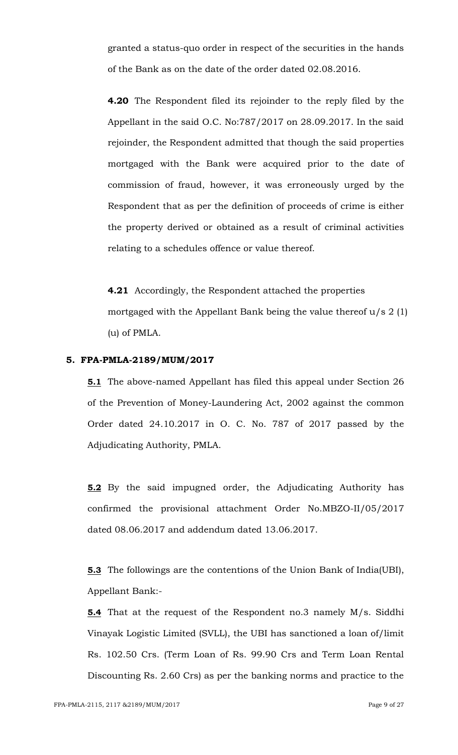granted a status-quo order in respect of the securities in the hands of the Bank as on the date of the order dated 02.08.2016.

**4.20** The Respondent filed its rejoinder to the reply filed by the Appellant in the said O.C. No:787/2017 on 28.09.2017. In the said rejoinder, the Respondent admitted that though the said properties mortgaged with the Bank were acquired prior to the date of commission of fraud, however, it was erroneously urged by the Respondent that as per the definition of proceeds of crime is either the property derived or obtained as a result of criminal activities relating to a schedules offence or value thereof.

**4.21** Accordingly, the Respondent attached the properties mortgaged with the Appellant Bank being the value thereof u/s 2 (1) (u) of PMLA.

## 5. FPA-PMLA-2189/MUM/2017

**5.1** The above-named Appellant has filed this appeal under Section 26 of the Prevention of Money-Laundering Act, 2002 against the common Order dated 24.10.2017 in O. C. No. 787 of 2017 passed by the Adjudicating Authority, PMLA.

**5.2** By the said impugned order, the Adjudicating Authority has confirmed the provisional attachment Order No.MBZO-II/05/2017 dated 08.06.2017 and addendum dated 13.06.2017.

**5.3** The followings are the contentions of the Union Bank of India(UBI), Appellant Bank:-

**5.4** That at the request of the Respondent no.3 namely M/s. Siddhi Vinayak Logistic Limited (SVLL), the UBI has sanctioned a loan of/limit Rs. 102.50 Crs. (Term Loan of Rs. 99.90 Crs and Term Loan Rental Discounting Rs. 2.60 Crs) as per the banking norms and practice to the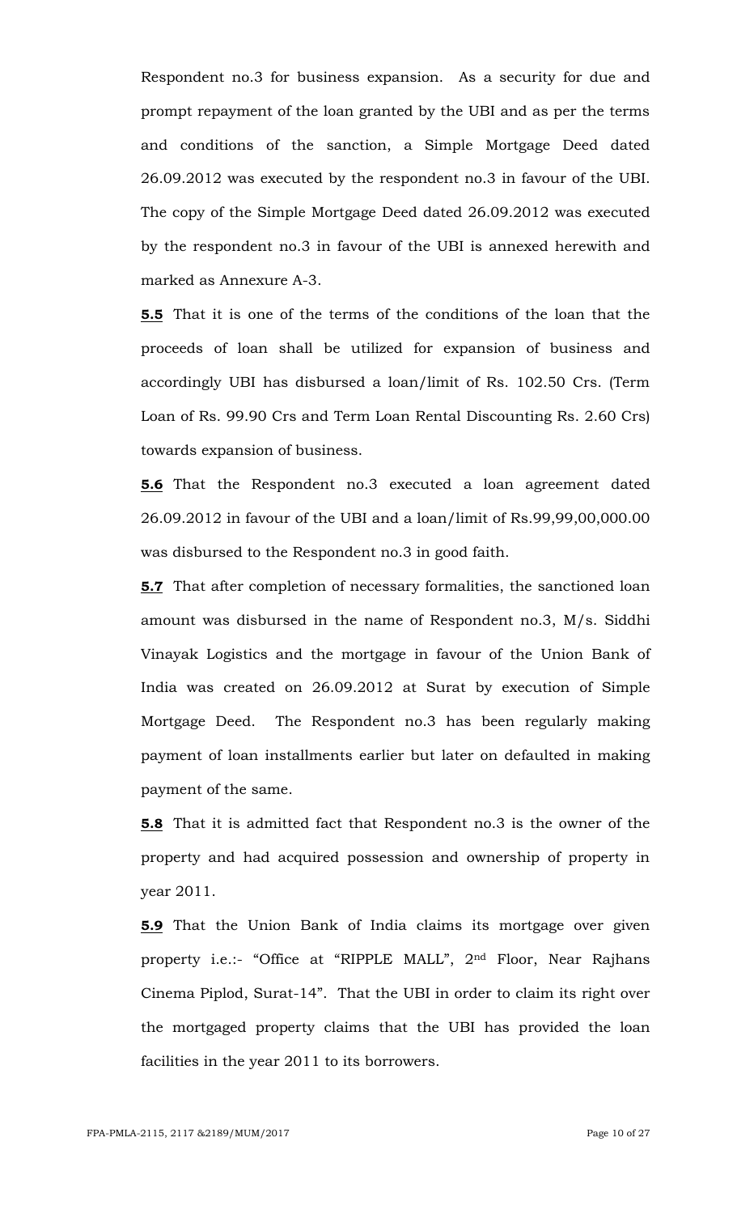Respondent no.3 for business expansion. As a security for due and prompt repayment of the loan granted by the UBI and as per the terms and conditions of the sanction, a Simple Mortgage Deed dated 26.09.2012 was executed by the respondent no.3 in favour of the UBI. The copy of the Simple Mortgage Deed dated 26.09.2012 was executed by the respondent no.3 in favour of the UBI is annexed herewith and marked as Annexure A-3.

**5.5** That it is one of the terms of the conditions of the loan that the proceeds of loan shall be utilized for expansion of business and accordingly UBI has disbursed a loan/limit of Rs. 102.50 Crs. (Term Loan of Rs. 99.90 Crs and Term Loan Rental Discounting Rs. 2.60 Crs) towards expansion of business.

**5.6** That the Respondent no.3 executed a loan agreement dated 26.09.2012 in favour of the UBI and a loan/limit of Rs.99,99,00,000.00 was disbursed to the Respondent no.3 in good faith.

**5.7** That after completion of necessary formalities, the sanctioned loan amount was disbursed in the name of Respondent no.3, M/s. Siddhi Vinayak Logistics and the mortgage in favour of the Union Bank of India was created on 26.09.2012 at Surat by execution of Simple Mortgage Deed. The Respondent no.3 has been regularly making payment of loan installments earlier but later on defaulted in making payment of the same.

**5.8** That it is admitted fact that Respondent no.3 is the owner of the property and had acquired possession and ownership of property in year 2011.

**5.9** That the Union Bank of India claims its mortgage over given property i.e.:- "Office at "RIPPLE MALL", 2nd Floor, Near Rajhans Cinema Piplod, Surat-14". That the UBI in order to claim its right over the mortgaged property claims that the UBI has provided the loan facilities in the year 2011 to its borrowers.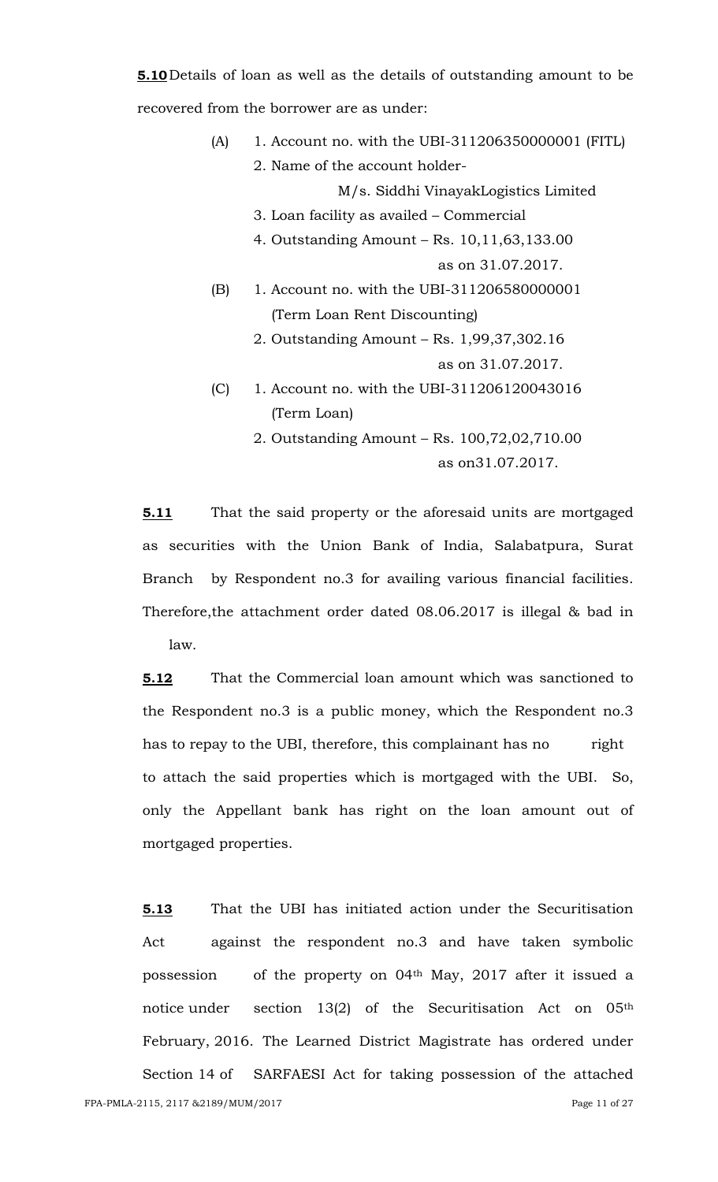**5.10** Details of loan as well as the details of outstanding amount to be recovered from the borrower are as under:

(A) 1. Account no. with the UBI-311206350000001 (FITL)
   2. Name of the account holder-
      M/s. Siddhi VinayakLogistics Limited
   3. Loan facility as availed – Commercial
   4. Outstanding Amount – Rs. 10,11,63,133.00 as on 31.07.2017.

(B) 1. Account no. with the UBI-311206580000001 (Term Loan Rent Discounting)
   2. Outstanding Amount – Rs. 1,99,37,302.16 as on 31.07.2017.

(C) 1. Account no. with the UBI-311206120043016 (Term Loan)
   2. Outstanding Amount – Rs. 100,72,02,710.00 as on31.07.2017.

**5.11** That the said property or the aforesaid units are mortgaged as securities with the Union Bank of India, Salabatpura, Surat Branch by Respondent no.3 for availing various financial facilities. Therefore,the attachment order dated 08.06.2017 is illegal & bad in law.

**5.12** That the Commercial loan amount which was sanctioned to the Respondent no.3 is a public money, which the Respondent no.3 has to repay to the UBI, therefore, this complainant has no right to attach the said properties which is mortgaged with the UBI. So, only the Appellant bank has right on the loan amount out of mortgaged properties.

**5.13** That the UBI has initiated action under the Securitisation Act against the respondent no.3 and have taken symbolic possession of the property on 04th May, 2017 after it issued a notice under section 13(2) of the Securitisation Act on 05th February, 2016. The Learned District Magistrate has ordered under Section 14 of SARFAESI Act for taking possession of the attached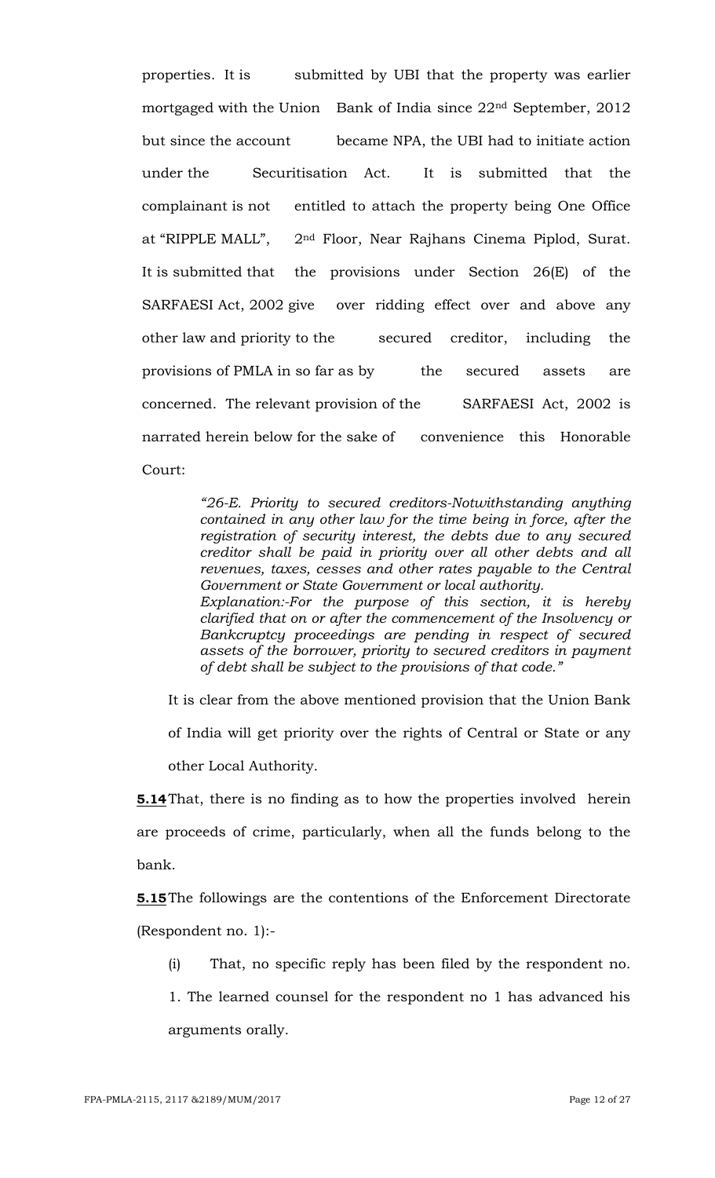properties. It is submitted by UBI that the property was earlier mortgaged with the Union Bank of India since 22nd September, 2012 but since the account became NPA, the UBI had to initiate action under the Securitisation Act. It is submitted that the complainant is not entitled to attach the property being One Office at "RIPPLE MALL", 2nd Floor, Near Rajhans Cinema Piplod, Surat. It is submitted that the provisions under Section 26(E) of the SARFAESI Act, 2002 give over ridding effect over and above any other law and priority to the secured creditor, including the provisions of PMLA in so far as by the secured assets are concerned. The relevant provision of the SARFAESI Act, 2002 is narrated herein below for the sake of convenience this Honorable Court:

> *"26-E. Priority to secured creditors-Notwithstanding anything contained in any other law for the time being in force, after the registration of security interest, the debts due to any secured creditor shall be paid in priority over all other debts and all revenues, taxes, cesses and other rates payable to the Central Government or State Government or local authority.*
> *Explanation:-For the purpose of this section, it is hereby clarified that on or after the commencement of the Insolvency or Bankcruptcy proceedings are pending in respect of secured assets of the borrower, priority to secured creditors in payment of debt shall be subject to the provisions of that code."*

It is clear from the above mentioned provision that the Union Bank of India will get priority over the rights of Central or State or any other Local Authority.

**5.14** That, there is no finding as to how the properties involved herein are proceeds of crime, particularly, when all the funds belong to the bank.

**5.15** The followings are the contentions of the Enforcement Directorate (Respondent no. 1):-

(i) That, no specific reply has been filed by the respondent no. 1. The learned counsel for the respondent no 1 has advanced his arguments orally.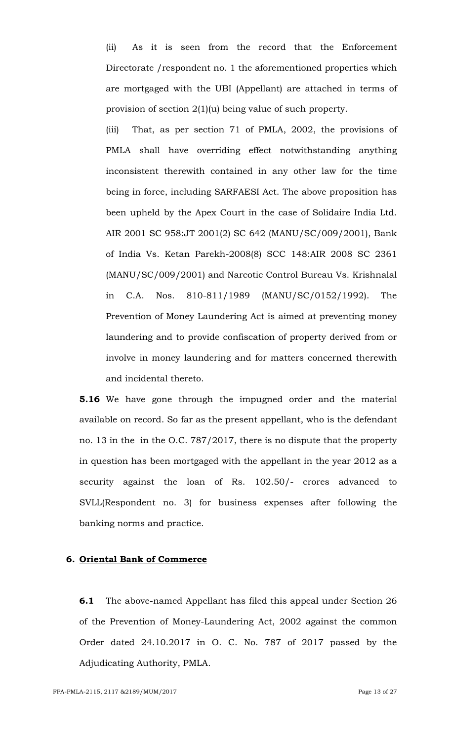(ii) As it is seen from the record that the Enforcement Directorate /respondent no. 1 the aforementioned properties which are mortgaged with the UBI (Appellant) are attached in terms of provision of section 2(1)(u) being value of such property.

(iii) That, as per section 71 of PMLA, 2002, the provisions of PMLA shall have overriding effect notwithstanding anything inconsistent therewith contained in any other law for the time being in force, including SARFAESI Act. The above proposition has been upheld by the Apex Court in the case of Solidaire India Ltd. AIR 2001 SC 958:JT 2001(2) SC 642 (MANU/SC/009/2001), Bank of India Vs. Ketan Parekh-2008(8) SCC 148:AIR 2008 SC 2361 (MANU/SC/009/2001) and Narcotic Control Bureau Vs. Krishnalal in C.A. Nos. 810-811/1989 (MANU/SC/0152/1992). The Prevention of Money Laundering Act is aimed at preventing money laundering and to provide confiscation of property derived from or involve in money laundering and for matters concerned therewith and incidental thereto.

**5.16** We have gone through the impugned order and the material available on record. So far as the present appellant, who is the defendant no. 13 in the in the O.C. 787/2017, there is no dispute that the property in question has been mortgaged with the appellant in the year 2012 as a security against the loan of Rs. 102.50/- crores advanced to SVLL(Respondent no. 3) for business expenses after following the banking norms and practice.

## 6. Oriental Bank of Commerce

**6.1** The above-named Appellant has filed this appeal under Section 26 of the Prevention of Money-Laundering Act, 2002 against the common Order dated 24.10.2017 in O. C. No. 787 of 2017 passed by the Adjudicating Authority, PMLA.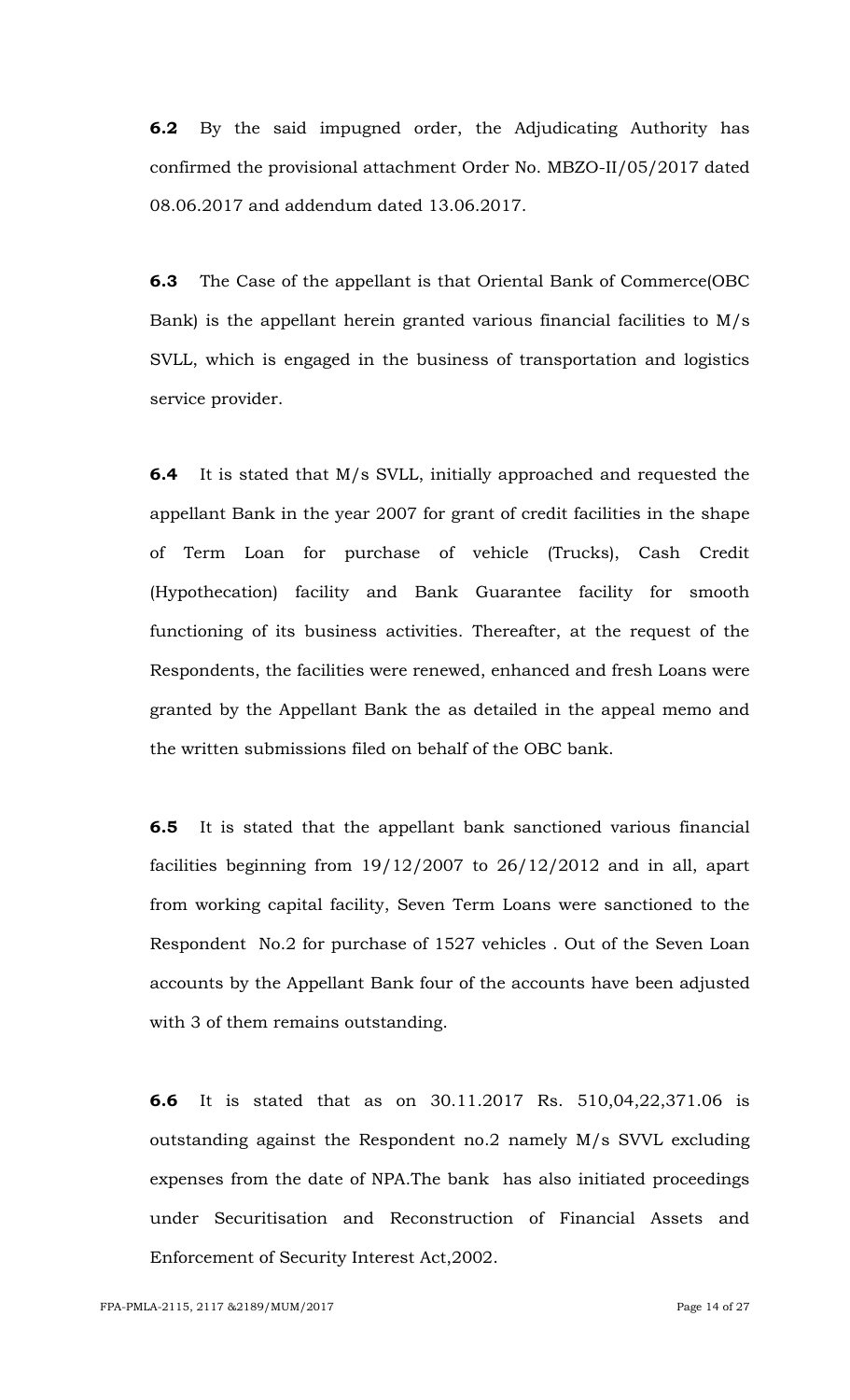**6.2** By the said impugned order, the Adjudicating Authority has confirmed the provisional attachment Order No. MBZO-II/05/2017 dated 08.06.2017 and addendum dated 13.06.2017.

**6.3** The Case of the appellant is that Oriental Bank of Commerce(OBC Bank) is the appellant herein granted various financial facilities to M/s SVLL, which is engaged in the business of transportation and logistics service provider.

**6.4** It is stated that M/s SVLL, initially approached and requested the appellant Bank in the year 2007 for grant of credit facilities in the shape of Term Loan for purchase of vehicle (Trucks), Cash Credit (Hypothecation) facility and Bank Guarantee facility for smooth functioning of its business activities. Thereafter, at the request of the Respondents, the facilities were renewed, enhanced and fresh Loans were granted by the Appellant Bank the as detailed in the appeal memo and the written submissions filed on behalf of the OBC bank.

**6.5** It is stated that the appellant bank sanctioned various financial facilities beginning from 19/12/2007 to 26/12/2012 and in all, apart from working capital facility, Seven Term Loans were sanctioned to the Respondent No.2 for purchase of 1527 vehicles . Out of the Seven Loan accounts by the Appellant Bank four of the accounts have been adjusted with 3 of them remains outstanding.

**6.6** It is stated that as on 30.11.2017 Rs. 510,04,22,371.06 is outstanding against the Respondent no.2 namely M/s SVVL excluding expenses from the date of NPA.The bank has also initiated proceedings under Securitisation and Reconstruction of Financial Assets and Enforcement of Security Interest Act,2002.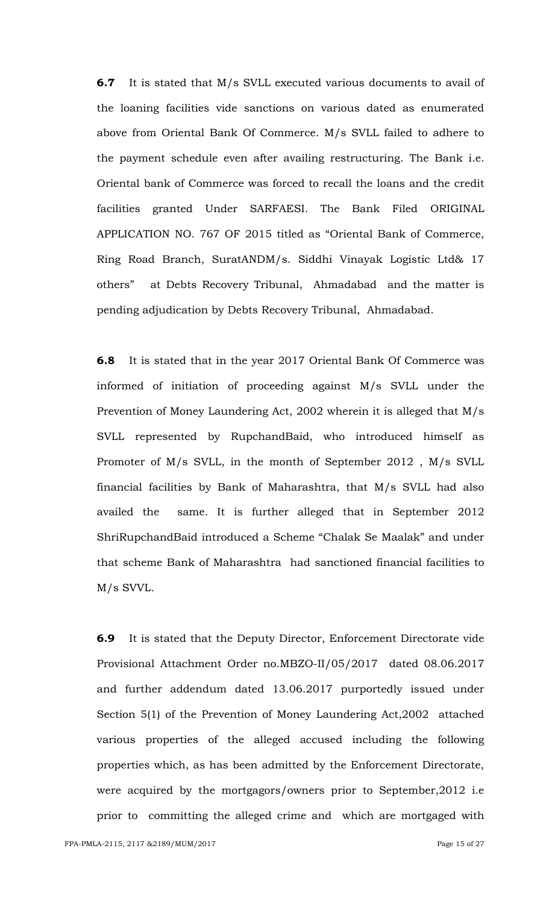**6.7** It is stated that M/s SVLL executed various documents to avail of the loaning facilities vide sanctions on various dated as enumerated above from Oriental Bank Of Commerce. M/s SVLL failed to adhere to the payment schedule even after availing restructuring. The Bank i.e. Oriental bank of Commerce was forced to recall the loans and the credit facilities granted Under SARFAESI. The Bank Filed ORIGINAL APPLICATION NO. 767 OF 2015 titled as "Oriental Bank of Commerce, Ring Road Branch, SuratANDM/s. Siddhi Vinayak Logistic Ltd& 17 others" at Debts Recovery Tribunal, Ahmadabad and the matter is pending adjudication by Debts Recovery Tribunal, Ahmadabad.

**6.8** It is stated that in the year 2017 Oriental Bank Of Commerce was informed of initiation of proceeding against M/s SVLL under the Prevention of Money Laundering Act, 2002 wherein it is alleged that M/s SVLL represented by RupchandBaid, who introduced himself as Promoter of M/s SVLL, in the month of September 2012 , M/s SVLL financial facilities by Bank of Maharashtra, that M/s SVLL had also availed the same. It is further alleged that in September 2012 ShriRupchandBaid introduced a Scheme "Chalak Se Maalak" and under that scheme Bank of Maharashtra had sanctioned financial facilities to M/s SVVL.

**6.9** It is stated that the Deputy Director, Enforcement Directorate vide Provisional Attachment Order no.MBZO-II/05/2017 dated 08.06.2017 and further addendum dated 13.06.2017 purportedly issued under Section 5(1) of the Prevention of Money Laundering Act,2002 attached various properties of the alleged accused including the following properties which, as has been admitted by the Enforcement Directorate, were acquired by the mortgagors/owners prior to September,2012 i.e prior to committing the alleged crime and which are mortgaged with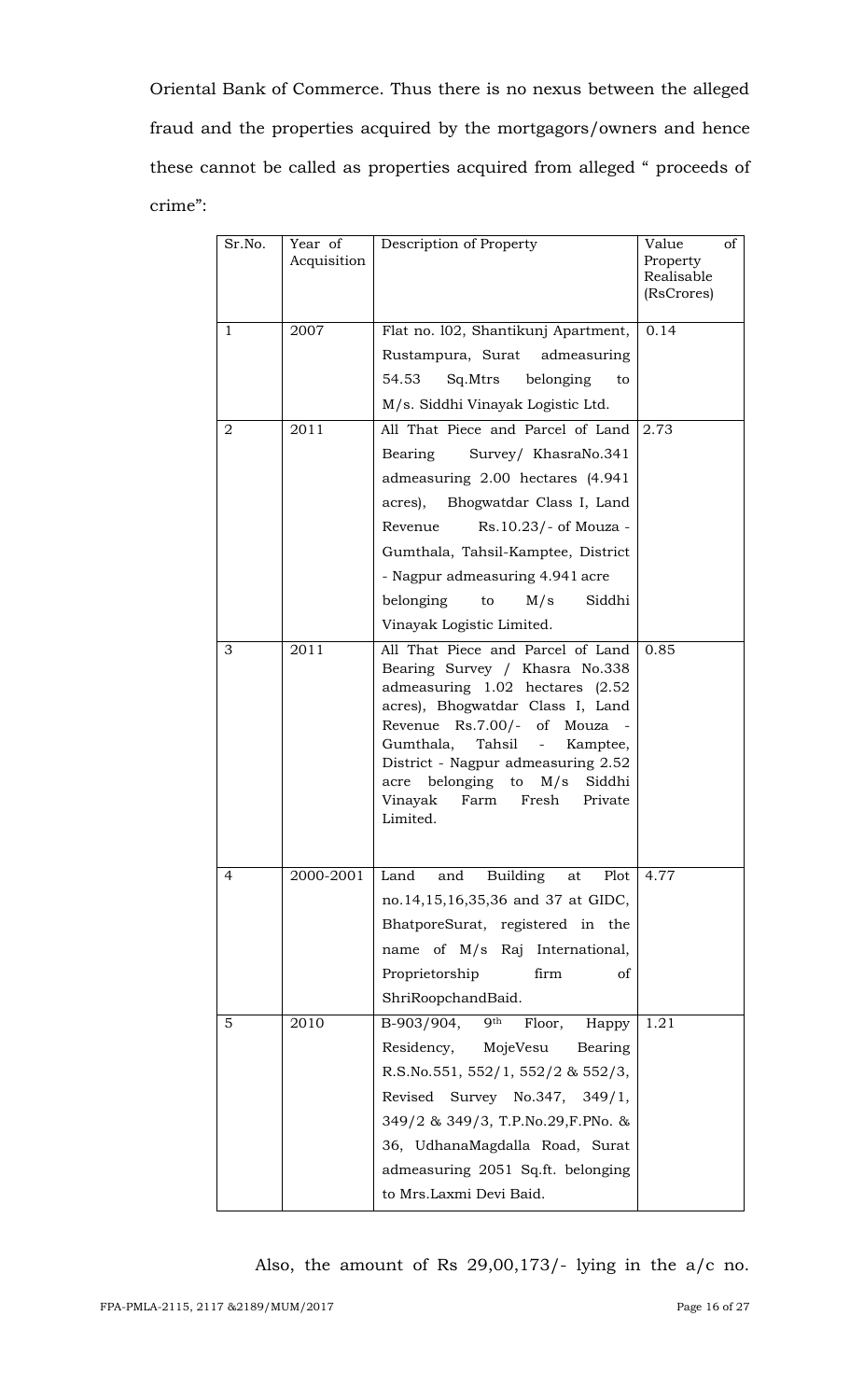Oriental Bank of Commerce. Thus there is no nexus between the alleged fraud and the properties acquired by the mortgagors/owners and hence these cannot be called as properties acquired from alleged " proceeds of crime":

| Sr.No. | Year of Acquisition | Description of Property | Value of Property Realisable (RsCrores) |
|---|---|---|---|
| 1 | 2007 | Flat no. l02, Shantikunj Apartment, Rustampura, Surat admeasuring 54.53 Sq.Mtrs belonging to M/s. Siddhi Vinayak Logistic Ltd. | 0.14 |
| 2 | 2011 | All That Piece and Parcel of Land Bearing Survey/ KhasraNo.341 admeasuring 2.00 hectares (4.941 acres), Bhogwatdar Class I, Land Revenue Rs.10.23/- of Mouza - Gumthala, Tahsil-Kamptee, District - Nagpur admeasuring 4.941 acre belonging to M/s Siddhi Vinayak Logistic Limited. | 2.73 |
| 3 | 2011 | All That Piece and Parcel of Land Bearing Survey / Khasra No.338 admeasuring 1.02 hectares (2.52 acres), Bhogwatdar Class I, Land Revenue Rs.7.00/- of Mouza - Gumthala, Tahsil - Kamptee, District - Nagpur admeasuring 2.52 acre belonging to M/s Siddhi Vinayak Farm Fresh Private Limited. | 0.85 |
| 4 | 2000-2001 | Land and Building at Plot no.14,15,16,35,36 and 37 at GIDC, BhatporeSurat, registered in the name of M/s Raj International, Proprietorship firm of ShriRoopchandBaid. | 4.77 |
| 5 | 2010 | B-903/904, 9th Floor, Happy Residency, MojeVesu Bearing R.S.No.551, 552/1, 552/2 & 552/3, Revised Survey No.347, 349/1, 349/2 & 349/3, T.P.No.29,F.PNo. & 36, UdhanaMagdalla Road, Surat admeasuring 2051 Sq.ft. belonging to Mrs.Laxmi Devi Baid. | 1.21 |

Also, the amount of Rs 29,00,173/- lying in the a/c no.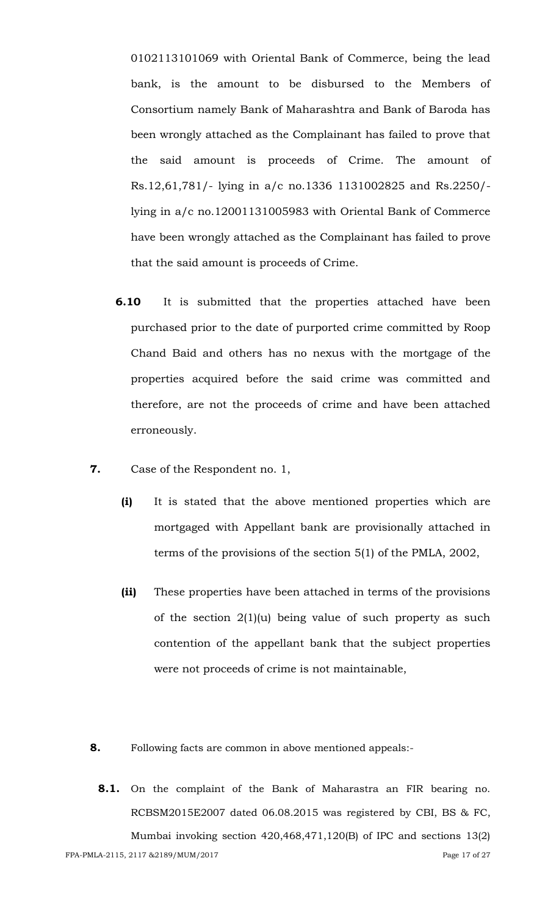0102113101069 with Oriental Bank of Commerce, being the lead bank, is the amount to be disbursed to the Members of Consortium namely Bank of Maharashtra and Bank of Baroda has been wrongly attached as the Complainant has failed to prove that the said amount is proceeds of Crime. The amount of Rs.12,61,781/- lying in a/c no.1336 1131002825 and Rs.2250/- lying in a/c no.12001131005983 with Oriental Bank of Commerce have been wrongly attached as the Complainant has failed to prove that the said amount is proceeds of Crime.

**6.10** It is submitted that the properties attached have been purchased prior to the date of purported crime committed by Roop Chand Baid and others has no nexus with the mortgage of the properties acquired before the said crime was committed and therefore, are not the proceeds of crime and have been attached erroneously.

**7.** Case of the Respondent no. 1,

**(i)** It is stated that the above mentioned properties which are mortgaged with Appellant bank are provisionally attached in terms of the provisions of the section 5(1) of the PMLA, 2002,

**(ii)** These properties have been attached in terms of the provisions of the section 2(1)(u) being value of such property as such contention of the appellant bank that the subject properties were not proceeds of crime is not maintainable,

**8.** Following facts are common in above mentioned appeals:-

**8.1.** On the complaint of the Bank of Maharastra an FIR bearing no. RCBSM2015E2007 dated 06.08.2015 was registered by CBI, BS & FC, Mumbai invoking section 420,468,471,120(B) of IPC and sections 13(2)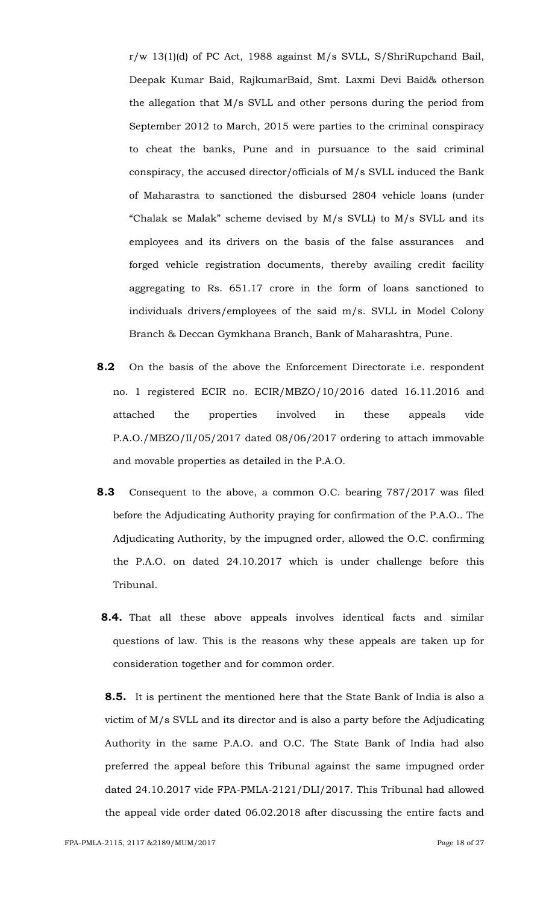r/w 13(1)(d) of PC Act, 1988 against M/s SVLL, S/ShriRupchand Bail, Deepak Kumar Baid, RajkumarBaid, Smt. Laxmi Devi Baid& otherson the allegation that M/s SVLL and other persons during the period from September 2012 to March, 2015 were parties to the criminal conspiracy to cheat the banks, Pune and in pursuance to the said criminal conspiracy, the accused director/officials of M/s SVLL induced the Bank of Maharastra to sanctioned the disbursed 2804 vehicle loans (under "Chalak se Malak" scheme devised by M/s SVLL) to M/s SVLL and its employees and its drivers on the basis of the false assurances and forged vehicle registration documents, thereby availing credit facility aggregating to Rs. 651.17 crore in the form of loans sanctioned to individuals drivers/employees of the said m/s. SVLL in Model Colony Branch & Deccan Gymkhana Branch, Bank of Maharashtra, Pune.

**8.2** On the basis of the above the Enforcement Directorate i.e. respondent no. 1 registered ECIR no. ECIR/MBZO/10/2016 dated 16.11.2016 and attached the properties involved in these appeals vide P.A.O./MBZO/II/05/2017 dated 08/06/2017 ordering to attach immovable and movable properties as detailed in the P.A.O.

**8.3** Consequent to the above, a common O.C. bearing 787/2017 was filed before the Adjudicating Authority praying for confirmation of the P.A.O.. The Adjudicating Authority, by the impugned order, allowed the O.C. confirming the P.A.O. on dated 24.10.2017 which is under challenge before this Tribunal.

**8.4.** That all these above appeals involves identical facts and similar questions of law. This is the reasons why these appeals are taken up for consideration together and for common order.

**8.5.** It is pertinent the mentioned here that the State Bank of India is also a victim of M/s SVLL and its director and is also a party before the Adjudicating Authority in the same P.A.O. and O.C. The State Bank of India had also preferred the appeal before this Tribunal against the same impugned order dated 24.10.2017 vide FPA-PMLA-2121/DLI/2017. This Tribunal had allowed the appeal vide order dated 06.02.2018 after discussing the entire facts and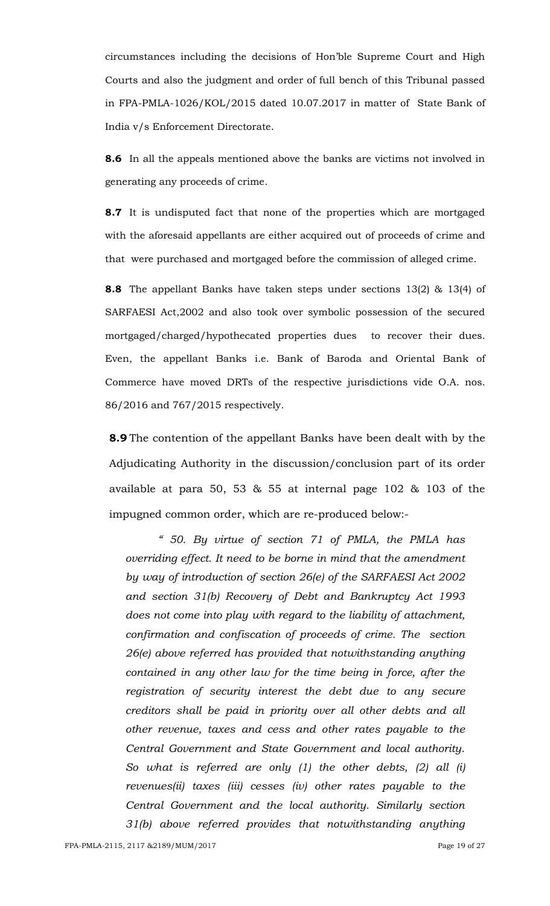circumstances including the decisions of Hon'ble Supreme Court and High Courts and also the judgment and order of full bench of this Tribunal passed in FPA-PMLA-1026/KOL/2015 dated 10.07.2017 in matter of State Bank of India v/s Enforcement Directorate.

**8.6** In all the appeals mentioned above the banks are victims not involved in generating any proceeds of crime.

**8.7** It is undisputed fact that none of the properties which are mortgaged with the aforesaid appellants are either acquired out of proceeds of crime and that were purchased and mortgaged before the commission of alleged crime.

**8.8** The appellant Banks have taken steps under sections 13(2) & 13(4) of SARFAESI Act,2002 and also took over symbolic possession of the secured mortgaged/charged/hypothecated properties dues to recover their dues. Even, the appellant Banks i.e. Bank of Baroda and Oriental Bank of Commerce have moved DRTs of the respective jurisdictions vide O.A. nos. 86/2016 and 767/2015 respectively.

**8.9** The contention of the appellant Banks have been dealt with by the Adjudicating Authority in the discussion/conclusion part of its order available at para 50, 53 & 55 at internal page 102 & 103 of the impugned common order, which are re-produced below:-

*" 50. By virtue of section 71 of PMLA, the PMLA has overriding effect. It need to be borne in mind that the amendment by way of introduction of section 26(e) of the SARFAESI Act 2002 and section 31(b) Recovery of Debt and Bankruptcy Act 1993 does not come into play with regard to the liability of attachment, confirmation and confiscation of proceeds of crime. The section 26(e) above referred has provided that notwithstanding anything contained in any other law for the time being in force, after the registration of security interest the debt due to any secure creditors shall be paid in priority over all other debts and all other revenue, taxes and cess and other rates payable to the Central Government and State Government and local authority. So what is referred are only (1) the other debts, (2) all (i) revenues(ii) taxes (iii) cesses (iv) other rates payable to the Central Government and the local authority. Similarly section 31(b) above referred provides that notwithstanding anything*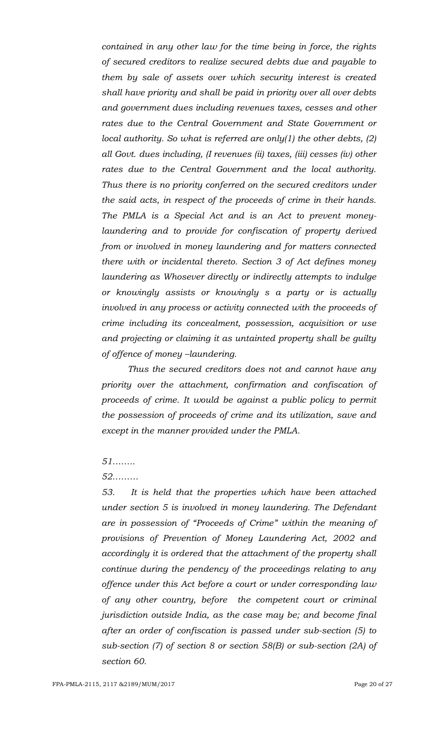*contained in any other law for the time being in force, the rights of secured creditors to realize secured debts due and payable to them by sale of assets over which security interest is created shall have priority and shall be paid in priority over all over debts and government dues including revenues taxes, cesses and other rates due to the Central Government and State Government or local authority. So what is referred are only(1) the other debts, (2) all Govt. dues including, (I revenues (ii) taxes, (iii) cesses (iv) other rates due to the Central Government and the local authority. Thus there is no priority conferred on the secured creditors under the said acts, in respect of the proceeds of crime in their hands. The PMLA is a Special Act and is an Act to prevent money-laundering and to provide for confiscation of property derived from or involved in money laundering and for matters connected there with or incidental thereto. Section 3 of Act defines money laundering as Whosever directly or indirectly attempts to indulge or knowingly assists or knowingly s a party or is actually involved in any process or activity connected with the proceeds of crime including its concealment, possession, acquisition or use and projecting or claiming it as untainted property shall be guilty of offence of money –laundering.*

*Thus the secured creditors does not and cannot have any priority over the attachment, confirmation and confiscation of proceeds of crime. It would be against a public policy to permit the possession of proceeds of crime and its utilization, save and except in the manner provided under the PMLA.*

*51……..*

*52………*

*53. It is held that the properties which have been attached under section 5 is involved in money laundering. The Defendant are in possession of "Proceeds of Crime" within the meaning of provisions of Prevention of Money Laundering Act, 2002 and accordingly it is ordered that the attachment of the property shall continue during the pendency of the proceedings relating to any offence under this Act before a court or under corresponding law of any other country, before the competent court or criminal jurisdiction outside India, as the case may be; and become final after an order of confiscation is passed under sub-section (5) to sub-section (7) of section 8 or section 58(B) or sub-section (2A) of section 60.*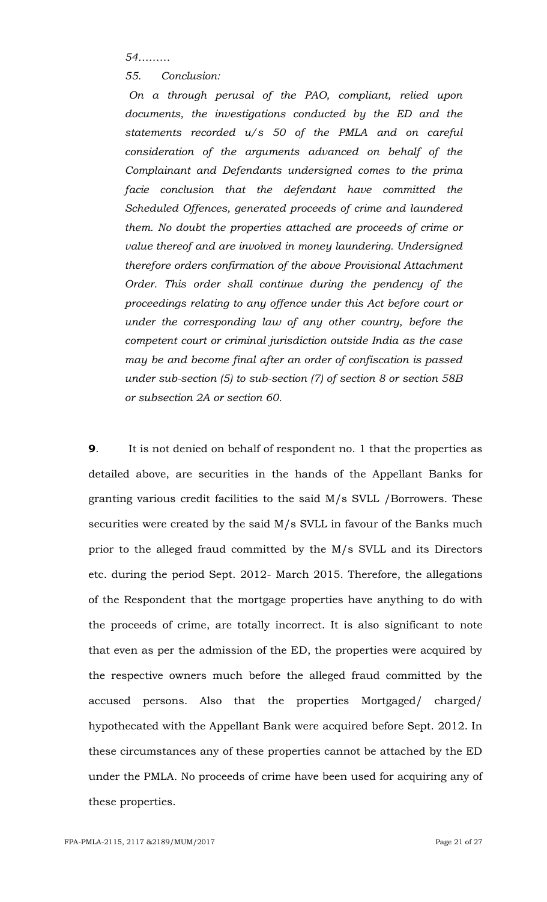*54………*

*55. Conclusion:*

*On a through perusal of the PAO, compliant, relied upon documents, the investigations conducted by the ED and the statements recorded u/s 50 of the PMLA and on careful consideration of the arguments advanced on behalf of the Complainant and Defendants undersigned comes to the prima facie conclusion that the defendant have committed the Scheduled Offences, generated proceeds of crime and laundered them. No doubt the properties attached are proceeds of crime or value thereof and are involved in money laundering. Undersigned therefore orders confirmation of the above Provisional Attachment Order. This order shall continue during the pendency of the proceedings relating to any offence under this Act before court or under the corresponding law of any other country, before the competent court or criminal jurisdiction outside India as the case may be and become final after an order of confiscation is passed under sub-section (5) to sub-section (7) of section 8 or section 58B or subsection 2A or section 60.*

**9**. It is not denied on behalf of respondent no. 1 that the properties as detailed above, are securities in the hands of the Appellant Banks for granting various credit facilities to the said M/s SVLL /Borrowers. These securities were created by the said M/s SVLL in favour of the Banks much prior to the alleged fraud committed by the M/s SVLL and its Directors etc. during the period Sept. 2012- March 2015. Therefore, the allegations of the Respondent that the mortgage properties have anything to do with the proceeds of crime, are totally incorrect. It is also significant to note that even as per the admission of the ED, the properties were acquired by the respective owners much before the alleged fraud committed by the accused persons. Also that the properties Mortgaged/ charged/ hypothecated with the Appellant Bank were acquired before Sept. 2012. In these circumstances any of these properties cannot be attached by the ED under the PMLA. No proceeds of crime have been used for acquiring any of these properties.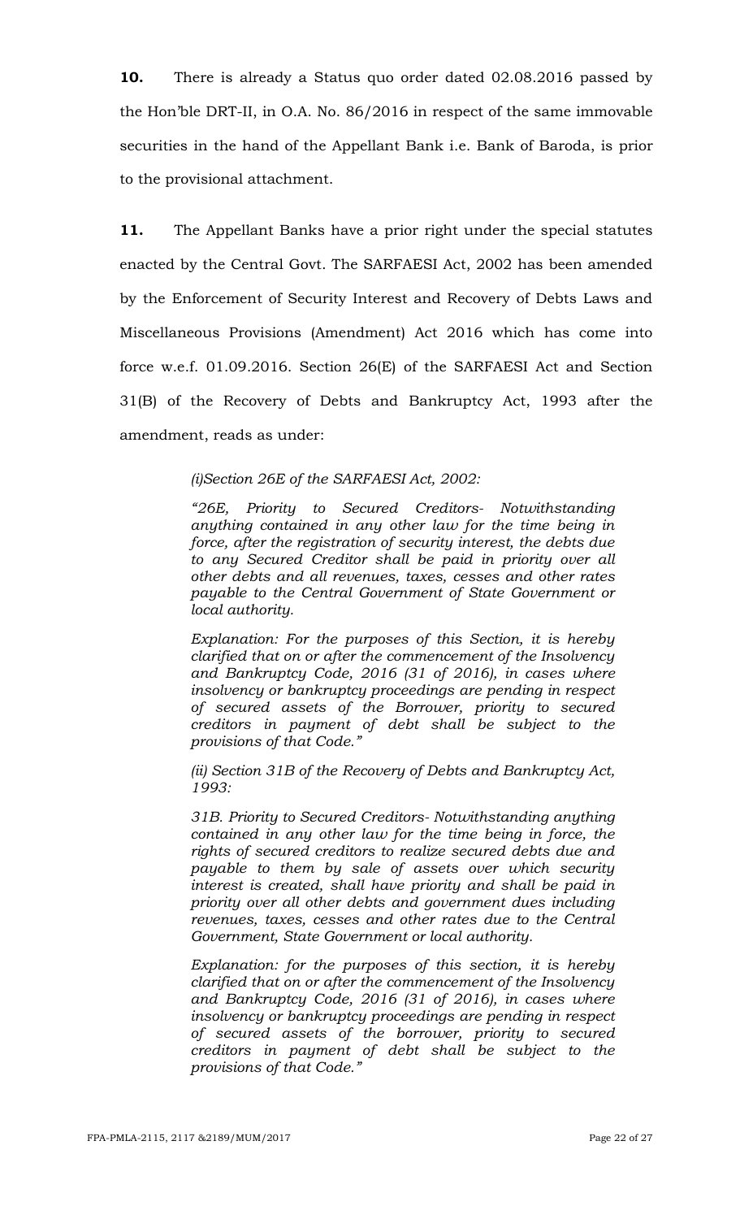**10.** There is already a Status quo order dated 02.08.2016 passed by the Hon'ble DRT-II, in O.A. No. 86/2016 in respect of the same immovable securities in the hand of the Appellant Bank i.e. Bank of Baroda, is prior to the provisional attachment.

**11.** The Appellant Banks have a prior right under the special statutes enacted by the Central Govt. The SARFAESI Act, 2002 has been amended by the Enforcement of Security Interest and Recovery of Debts Laws and Miscellaneous Provisions (Amendment) Act 2016 which has come into force w.e.f. 01.09.2016. Section 26(E) of the SARFAESI Act and Section 31(B) of the Recovery of Debts and Bankruptcy Act, 1993 after the amendment, reads as under:

> *(i)Section 26E of the SARFAESI Act, 2002:*
>
> *"26E, Priority to Secured Creditors- Notwithstanding anything contained in any other law for the time being in force, after the registration of security interest, the debts due to any Secured Creditor shall be paid in priority over all other debts and all revenues, taxes, cesses and other rates payable to the Central Government of State Government or local authority.*
>
> *Explanation: For the purposes of this Section, it is hereby clarified that on or after the commencement of the Insolvency and Bankruptcy Code, 2016 (31 of 2016), in cases where insolvency or bankruptcy proceedings are pending in respect of secured assets of the Borrower, priority to secured creditors in payment of debt shall be subject to the provisions of that Code."*
>
> *(ii) Section 31B of the Recovery of Debts and Bankruptcy Act, 1993:*
>
> *31B. Priority to Secured Creditors- Notwithstanding anything contained in any other law for the time being in force, the rights of secured creditors to realize secured debts due and payable to them by sale of assets over which security interest is created, shall have priority and shall be paid in priority over all other debts and government dues including revenues, taxes, cesses and other rates due to the Central Government, State Government or local authority.*
>
> *Explanation: for the purposes of this section, it is hereby clarified that on or after the commencement of the Insolvency and Bankruptcy Code, 2016 (31 of 2016), in cases where insolvency or bankruptcy proceedings are pending in respect of secured assets of the borrower, priority to secured creditors in payment of debt shall be subject to the provisions of that Code."*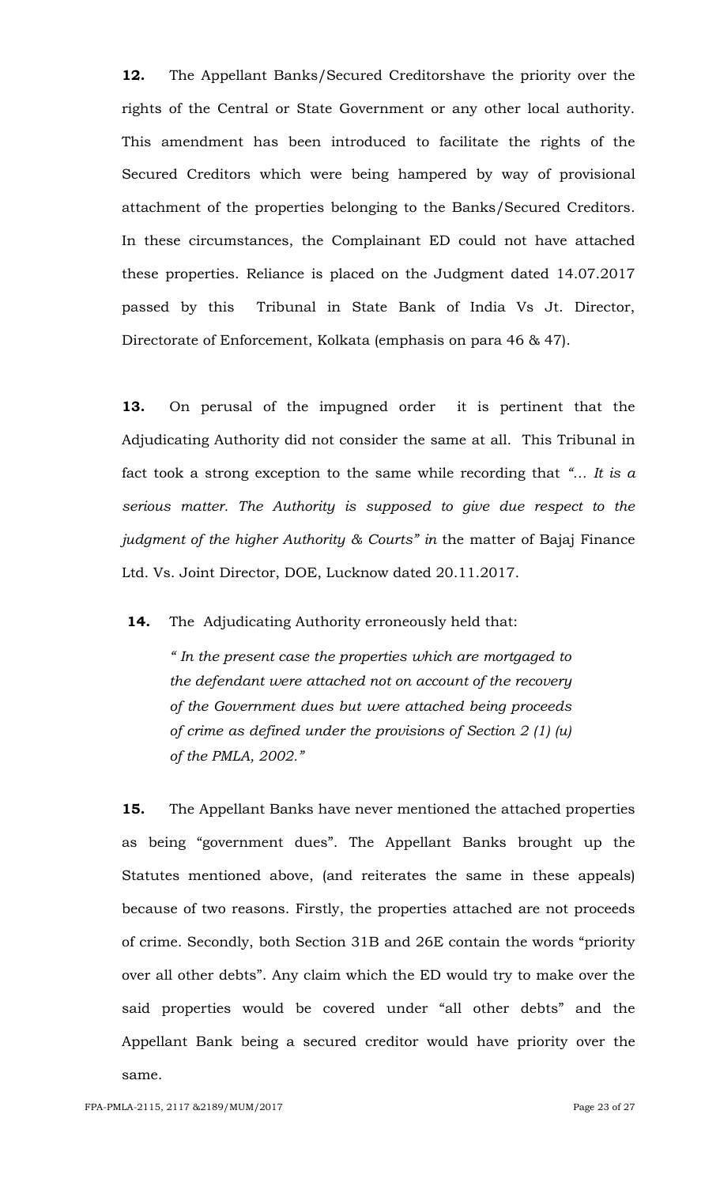**12.** The Appellant Banks/Secured Creditorshave the priority over the rights of the Central or State Government or any other local authority. This amendment has been introduced to facilitate the rights of the Secured Creditors which were being hampered by way of provisional attachment of the properties belonging to the Banks/Secured Creditors. In these circumstances, the Complainant ED could not have attached these properties. Reliance is placed on the Judgment dated 14.07.2017 passed by this Tribunal in State Bank of India Vs Jt. Director, Directorate of Enforcement, Kolkata (emphasis on para 46 & 47).

**13.** On perusal of the impugned order it is pertinent that the Adjudicating Authority did not consider the same at all. This Tribunal in fact took a strong exception to the same while recording that *"… It is a serious matter. The Authority is supposed to give due respect to the judgment of the higher Authority & Courts" in* the matter of Bajaj Finance Ltd. Vs. Joint Director, DOE, Lucknow dated 20.11.2017.

**14.** The Adjudicating Authority erroneously held that:

> *" In the present case the properties which are mortgaged to the defendant were attached not on account of the recovery of the Government dues but were attached being proceeds of crime as defined under the provisions of Section 2 (1) (u) of the PMLA, 2002."*

**15.** The Appellant Banks have never mentioned the attached properties as being "government dues". The Appellant Banks brought up the Statutes mentioned above, (and reiterates the same in these appeals) because of two reasons. Firstly, the properties attached are not proceeds of crime. Secondly, both Section 31B and 26E contain the words "priority over all other debts". Any claim which the ED would try to make over the said properties would be covered under "all other debts" and the Appellant Bank being a secured creditor would have priority over the same.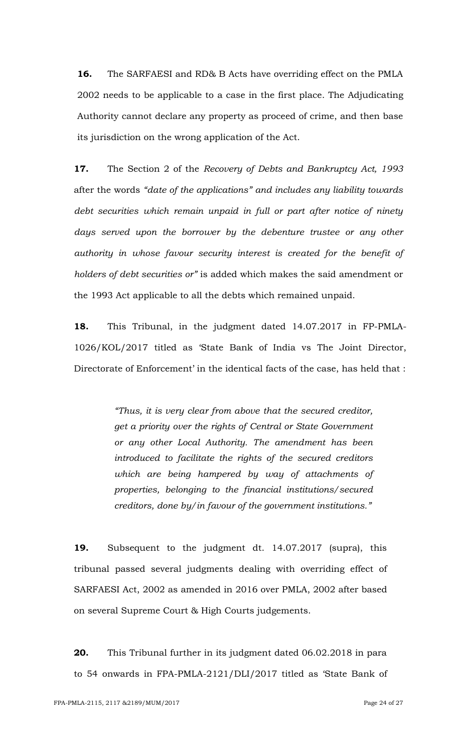**16.** The SARFAESI and RD& B Acts have overriding effect on the PMLA 2002 needs to be applicable to a case in the first place. The Adjudicating Authority cannot declare any property as proceed of crime, and then base its jurisdiction on the wrong application of the Act.

**17.** The Section 2 of the *Recovery of Debts and Bankruptcy Act, 1993* after the words *"date of the applications" and includes any liability towards debt securities which remain unpaid in full or part after notice of ninety days served upon the borrower by the debenture trustee or any other authority in whose favour security interest is created for the benefit of holders of debt securities or"* is added which makes the said amendment or the 1993 Act applicable to all the debts which remained unpaid.

**18.** This Tribunal, in the judgment dated 14.07.2017 in FP-PMLA-1026/KOL/2017 titled as 'State Bank of India vs The Joint Director, Directorate of Enforcement' in the identical facts of the case, has held that :

> *"Thus, it is very clear from above that the secured creditor, get a priority over the rights of Central or State Government or any other Local Authority. The amendment has been introduced to facilitate the rights of the secured creditors which are being hampered by way of attachments of properties, belonging to the financial institutions/secured creditors, done by/in favour of the government institutions."*

**19.** Subsequent to the judgment dt. 14.07.2017 (supra), this tribunal passed several judgments dealing with overriding effect of SARFAESI Act, 2002 as amended in 2016 over PMLA, 2002 after based on several Supreme Court & High Courts judgements.

**20.** This Tribunal further in its judgment dated 06.02.2018 in para to 54 onwards in FPA-PMLA-2121/DLI/2017 titled as 'State Bank of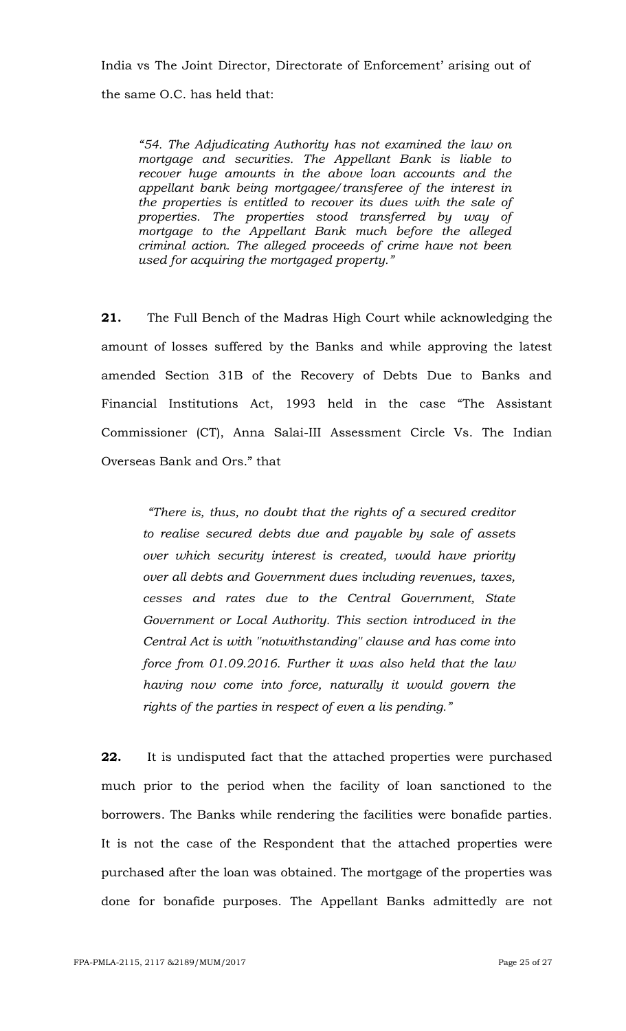India vs The Joint Director, Directorate of Enforcement' arising out of the same O.C. has held that:

> *"54. The Adjudicating Authority has not examined the law on mortgage and securities. The Appellant Bank is liable to recover huge amounts in the above loan accounts and the appellant bank being mortgagee/transferee of the interest in the properties is entitled to recover its dues with the sale of properties. The properties stood transferred by way of mortgage to the Appellant Bank much before the alleged criminal action. The alleged proceeds of crime have not been used for acquiring the mortgaged property."*

**21.** The Full Bench of the Madras High Court while acknowledging the amount of losses suffered by the Banks and while approving the latest amended Section 31B of the Recovery of Debts Due to Banks and Financial Institutions Act, 1993 held in the case "The Assistant Commissioner (CT), Anna Salai-III Assessment Circle Vs. The Indian Overseas Bank and Ors." that

> *"There is, thus, no doubt that the rights of a secured creditor to realise secured debts due and payable by sale of assets over which security interest is created, would have priority over all debts and Government dues including revenues, taxes, cesses and rates due to the Central Government, State Government or Local Authority. This section introduced in the Central Act is with ''notwithstanding'' clause and has come into force from 01.09.2016. Further it was also held that the law having now come into force, naturally it would govern the rights of the parties in respect of even a lis pending."*

**22.** It is undisputed fact that the attached properties were purchased much prior to the period when the facility of loan sanctioned to the borrowers. The Banks while rendering the facilities were bonafide parties. It is not the case of the Respondent that the attached properties were purchased after the loan was obtained. The mortgage of the properties was done for bonafide purposes. The Appellant Banks admittedly are not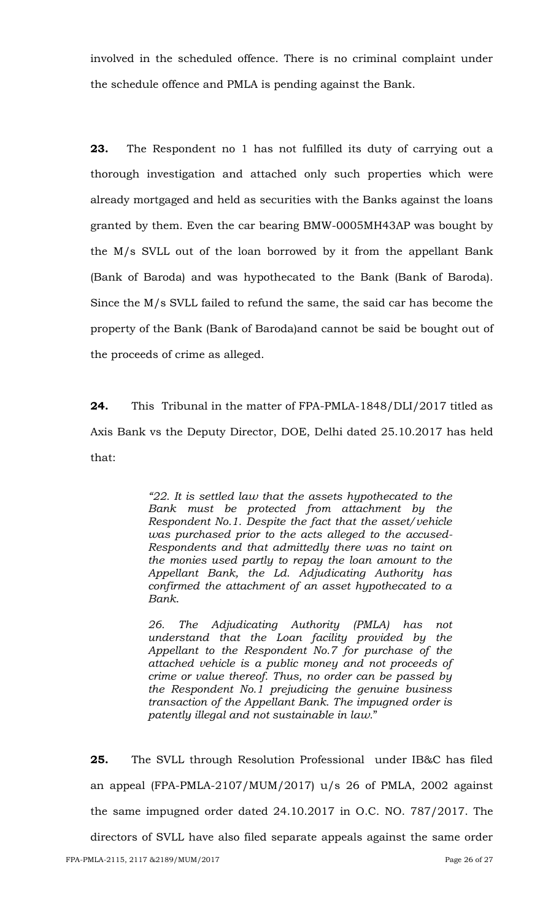involved in the scheduled offence. There is no criminal complaint under the schedule offence and PMLA is pending against the Bank.

**23.** The Respondent no 1 has not fulfilled its duty of carrying out a thorough investigation and attached only such properties which were already mortgaged and held as securities with the Banks against the loans granted by them. Even the car bearing BMW-0005MH43AP was bought by the M/s SVLL out of the loan borrowed by it from the appellant Bank (Bank of Baroda) and was hypothecated to the Bank (Bank of Baroda). Since the M/s SVLL failed to refund the same, the said car has become the property of the Bank (Bank of Baroda)and cannot be said be bought out of the proceeds of crime as alleged.

**24.** This Tribunal in the matter of FPA-PMLA-1848/DLI/2017 titled as Axis Bank vs the Deputy Director, DOE, Delhi dated 25.10.2017 has held that:

> *"22. It is settled law that the assets hypothecated to the Bank must be protected from attachment by the Respondent No.1. Despite the fact that the asset/vehicle was purchased prior to the acts alleged to the accused-Respondents and that admittedly there was no taint on the monies used partly to repay the loan amount to the Appellant Bank, the Ld. Adjudicating Authority has confirmed the attachment of an asset hypothecated to a Bank.*
>
> *26. The Adjudicating Authority (PMLA) has not understand that the Loan facility provided by the Appellant to the Respondent No.7 for purchase of the attached vehicle is a public money and not proceeds of crime or value thereof. Thus, no order can be passed by the Respondent No.1 prejudicing the genuine business transaction of the Appellant Bank. The impugned order is patently illegal and not sustainable in law.*"

**25.** The SVLL through Resolution Professional under IB&C has filed an appeal (FPA-PMLA-2107/MUM/2017) u/s 26 of PMLA, 2002 against the same impugned order dated 24.10.2017 in O.C. NO. 787/2017. The directors of SVLL have also filed separate appeals against the same order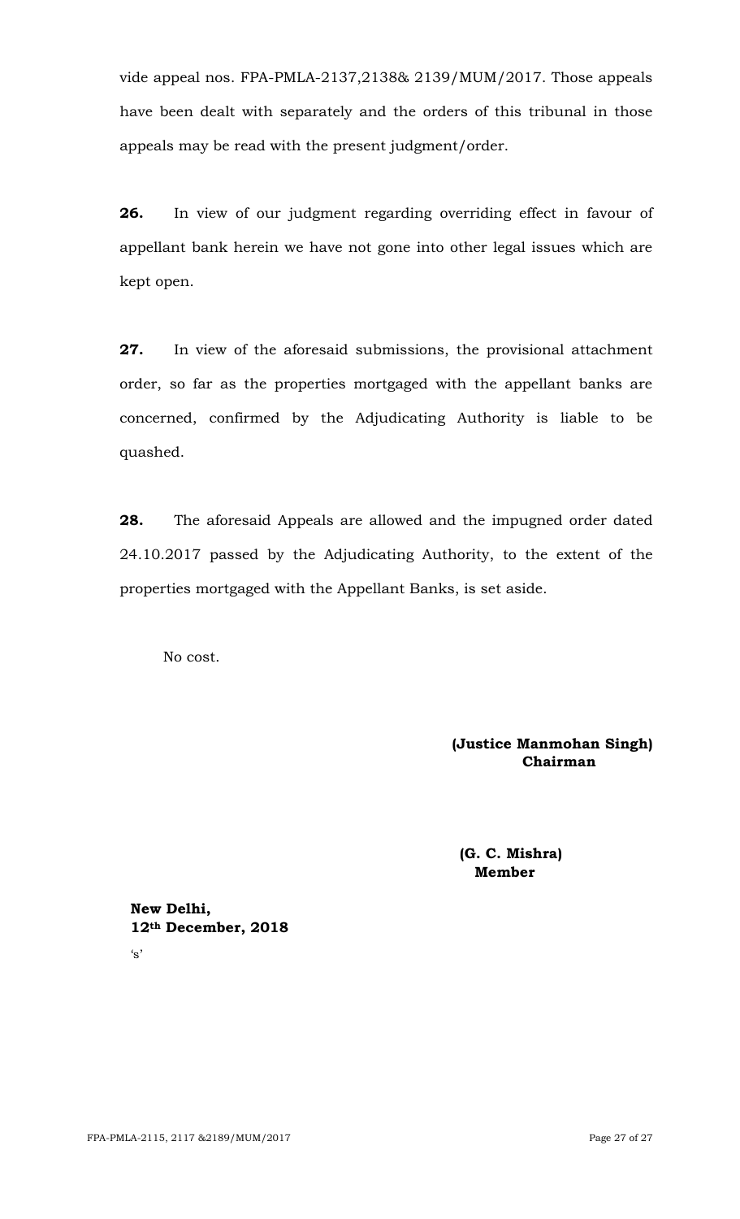vide appeal nos. FPA-PMLA-2137,2138& 2139/MUM/2017. Those appeals have been dealt with separately and the orders of this tribunal in those appeals may be read with the present judgment/order.

**26.** In view of our judgment regarding overriding effect in favour of appellant bank herein we have not gone into other legal issues which are kept open.

**27.** In view of the aforesaid submissions, the provisional attachment order, so far as the properties mortgaged with the appellant banks are concerned, confirmed by the Adjudicating Authority is liable to be quashed.

**28.** The aforesaid Appeals are allowed and the impugned order dated 24.10.2017 passed by the Adjudicating Authority, to the extent of the properties mortgaged with the Appellant Banks, is set aside.

No cost.

**(Justice Manmohan Singh)**
**Chairman**

**(G. C. Mishra)**
**Member**

**New Delhi,**
**12th December, 2018**

'S'